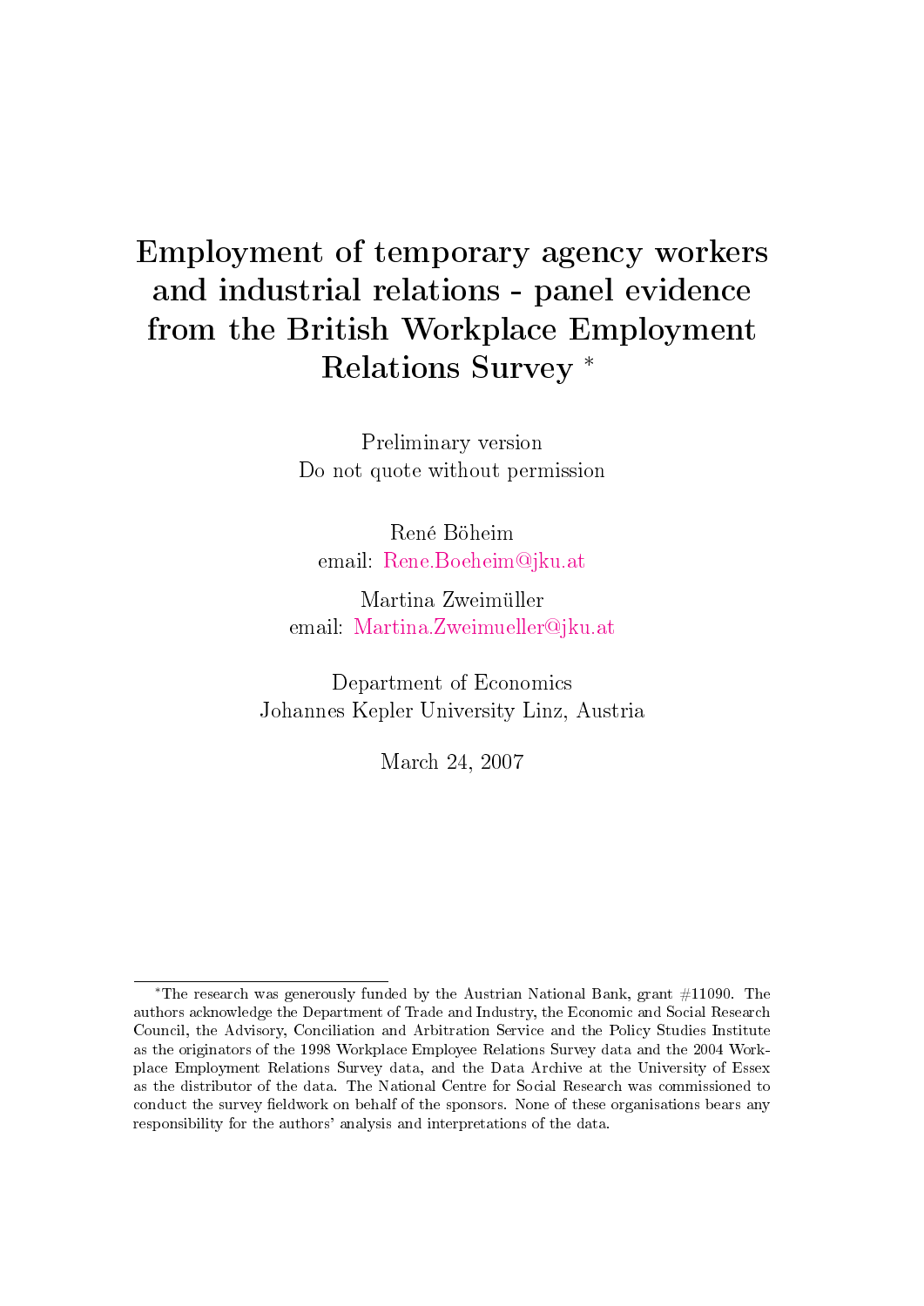# Employment of temporary agency workers and industrial relations - panel evidence from the British Workplace Employment Relations Survey [*]

Preliminary version
Do not quote without permission

René Böheim
email: Rene.Boeheim@jku.at

Martina Zweimüller
email: Martina.Zweimueller@jku.at

Department of Economics
Johannes Kepler University Linz, Austria

March 24, 2007

---

[*] The research was generously funded by the Austrian National Bank, grant #11090. The authors acknowledge the Department of Trade and Industry, the Economic and Social Research Council, the Advisory, Conciliation and Arbitration Service and the Policy Studies Institute as the originators of the 1998 Workplace Employee Relations Survey data and the 2004 Workplace Employment Relations Survey data, and the Data Archive at the University of Essex as the distributor of the data. The National Centre for Social Research was commissioned to conduct the survey fieldwork on behalf of the sponsors. None of these organisations bears any responsibility for the authors' analysis and interpretations of the data.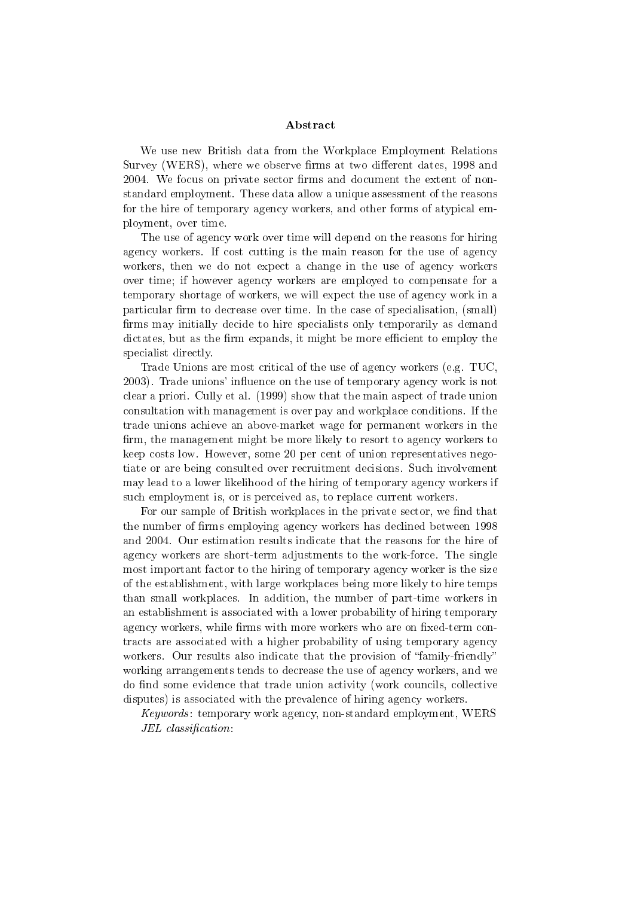## Abstract

We use new British data from the Workplace Employment Relations Survey (WERS), where we observe firms at two different dates, 1998 and 2004. We focus on private sector firms and document the extent of non-standard employment. These data allow a unique assessment of the reasons for the hire of temporary agency workers, and other forms of atypical employment, over time.

The use of agency work over time will depend on the reasons for hiring agency workers. If cost cutting is the main reason for the use of agency workers, then we do not expect a change in the use of agency workers over time; if however agency workers are employed to compensate for a temporary shortage of workers, we will expect the use of agency work in a particular firm to decrease over time. In the case of specialisation, (small) firms may initially decide to hire specialists only temporarily as demand dictates, but as the firm expands, it might be more efficient to employ the specialist directly.

Trade Unions are most critical of the use of agency workers (e.g. TUC, 2003). Trade unions' influence on the use of temporary agency work is not clear a priori. Cully et al. (1999) show that the main aspect of trade union consultation with management is over pay and workplace conditions. If the trade unions achieve an above-market wage for permanent workers in the firm, the management might be more likely to resort to agency workers to keep costs low. However, some 20 per cent of union representatives negotiate or are being consulted over recruitment decisions. Such involvement may lead to a lower likelihood of the hiring of temporary agency workers if such employment is, or is perceived as, to replace current workers.

For our sample of British workplaces in the private sector, we find that the number of firms employing agency workers has declined between 1998 and 2004. Our estimation results indicate that the reasons for the hire of agency workers are short-term adjustments to the work-force. The single most important factor to the hiring of temporary agency worker is the size of the establishment, with large workplaces being more likely to hire temps than small workplaces. In addition, the number of part-time workers in an establishment is associated with a lower probability of hiring temporary agency workers, while firms with more workers who are on fixed-term contracts are associated with a higher probability of using temporary agency workers. Our results also indicate that the provision of "family-friendly" working arrangements tends to decrease the use of agency workers, and we do find some evidence that trade union activity (work councils, collective disputes) is associated with the prevalence of hiring agency workers.

*Keywords*: temporary work agency, non-standard employment, WERS

*JEL classification*: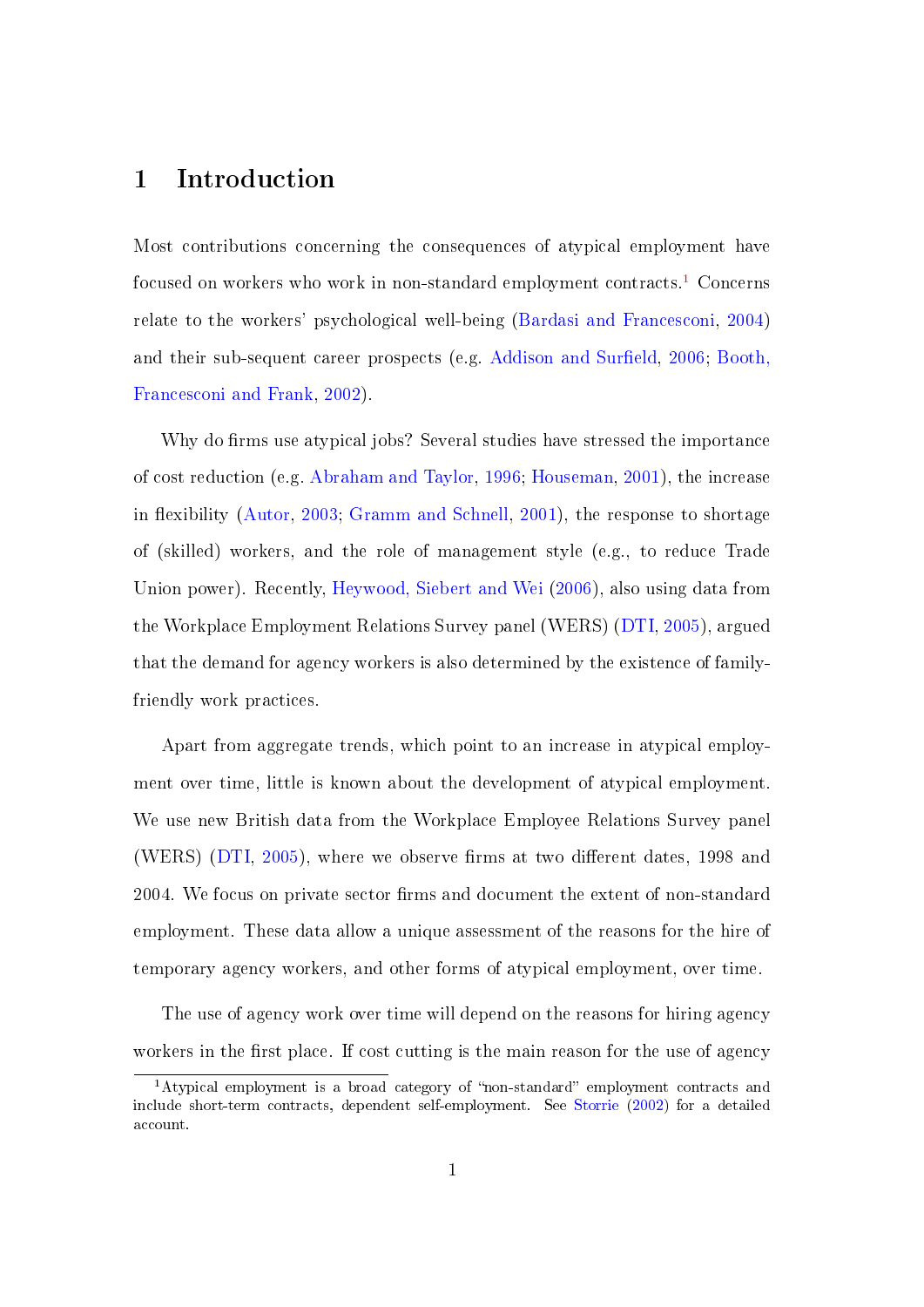# 1 Introduction

Most contributions concerning the consequences of atypical employment have focused on workers who work in non-standard employment contracts.[1] Concerns relate to the workers' psychological well-being (Bardasi and Francesconi, 2004) and their sub-sequent career prospects (e.g. Addison and Surfield, 2006; Booth, Francesconi and Frank, 2002).

Why do firms use atypical jobs? Several studies have stressed the importance of cost reduction (e.g. Abraham and Taylor, 1996; Houseman, 2001), the increase in flexibility (Autor, 2003; Gramm and Schnell, 2001), the response to shortage of (skilled) workers, and the role of management style (e.g., to reduce Trade Union power). Recently, Heywood, Siebert and Wei (2006), also using data from the Workplace Employment Relations Survey panel (WERS) (DTI, 2005), argued that the demand for agency workers is also determined by the existence of family-friendly work practices.

Apart from aggregate trends, which point to an increase in atypical employment over time, little is known about the development of atypical employment. We use new British data from the Workplace Employee Relations Survey panel (WERS) (DTI, 2005), where we observe firms at two different dates, 1998 and 2004. We focus on private sector firms and document the extent of non-standard employment. These data allow a unique assessment of the reasons for the hire of temporary agency workers, and other forms of atypical employment, over time.

The use of agency work over time will depend on the reasons for hiring agency workers in the first place. If cost cutting is the main reason for the use of agency

[1] Atypical employment is a broad category of "non-standard" employment contracts and include short-term contracts, dependent self-employment. See Storrie (2002) for a detailed account.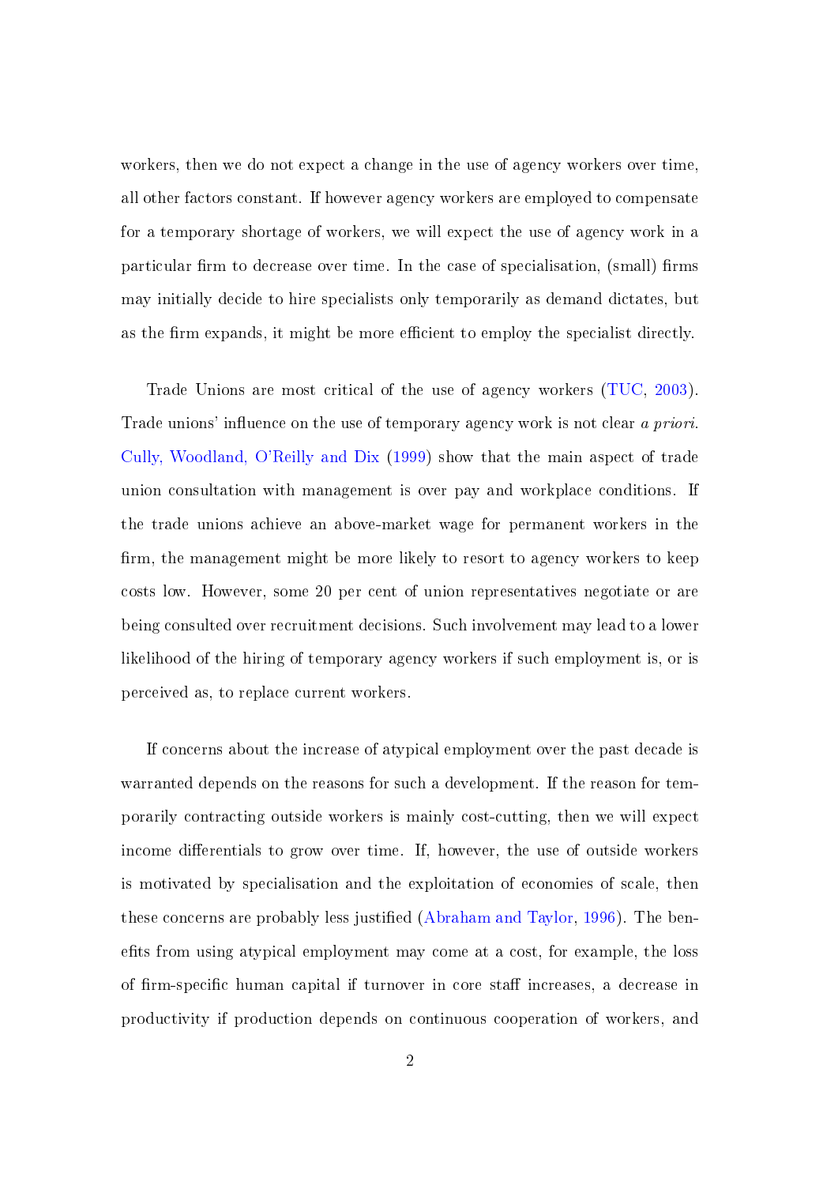workers, then we do not expect a change in the use of agency workers over time, all other factors constant. If however agency workers are employed to compensate for a temporary shortage of workers, we will expect the use of agency work in a particular firm to decrease over time. In the case of specialisation, (small) firms may initially decide to hire specialists only temporarily as demand dictates, but as the firm expands, it might be more efficient to employ the specialist directly.

Trade Unions are most critical of the use of agency workers (TUC, 2003). Trade unions' influence on the use of temporary agency work is not clear *a priori*. Cully, Woodland, O'Reilly and Dix (1999) show that the main aspect of trade union consultation with management is over pay and workplace conditions. If the trade unions achieve an above-market wage for permanent workers in the firm, the management might be more likely to resort to agency workers to keep costs low. However, some 20 per cent of union representatives negotiate or are being consulted over recruitment decisions. Such involvement may lead to a lower likelihood of the hiring of temporary agency workers if such employment is, or is perceived as, to replace current workers.

If concerns about the increase of atypical employment over the past decade is warranted depends on the reasons for such a development. If the reason for temporarily contracting outside workers is mainly cost-cutting, then we will expect income differentials to grow over time. If, however, the use of outside workers is motivated by specialisation and the exploitation of economies of scale, then these concerns are probably less justified (Abraham and Taylor, 1996). The benefits from using atypical employment may come at a cost, for example, the loss of firm-specific human capital if turnover in core staff increases, a decrease in productivity if production depends on continuous cooperation of workers, and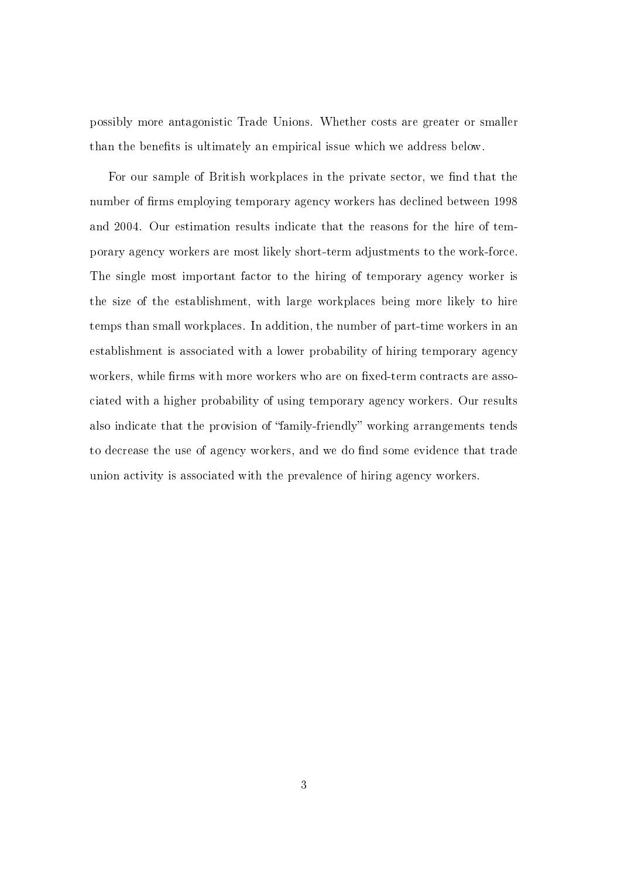possibly more antagonistic Trade Unions. Whether costs are greater or smaller than the benefits is ultimately an empirical issue which we address below.

For our sample of British workplaces in the private sector, we find that the number of firms employing temporary agency workers has declined between 1998 and 2004. Our estimation results indicate that the reasons for the hire of temporary agency workers are most likely short-term adjustments to the work-force. The single most important factor to the hiring of temporary agency worker is the size of the establishment, with large workplaces being more likely to hire temps than small workplaces. In addition, the number of part-time workers in an establishment is associated with a lower probability of hiring temporary agency workers, while firms with more workers who are on fixed-term contracts are associated with a higher probability of using temporary agency workers. Our results also indicate that the provision of "family-friendly" working arrangements tends to decrease the use of agency workers, and we do find some evidence that trade union activity is associated with the prevalence of hiring agency workers.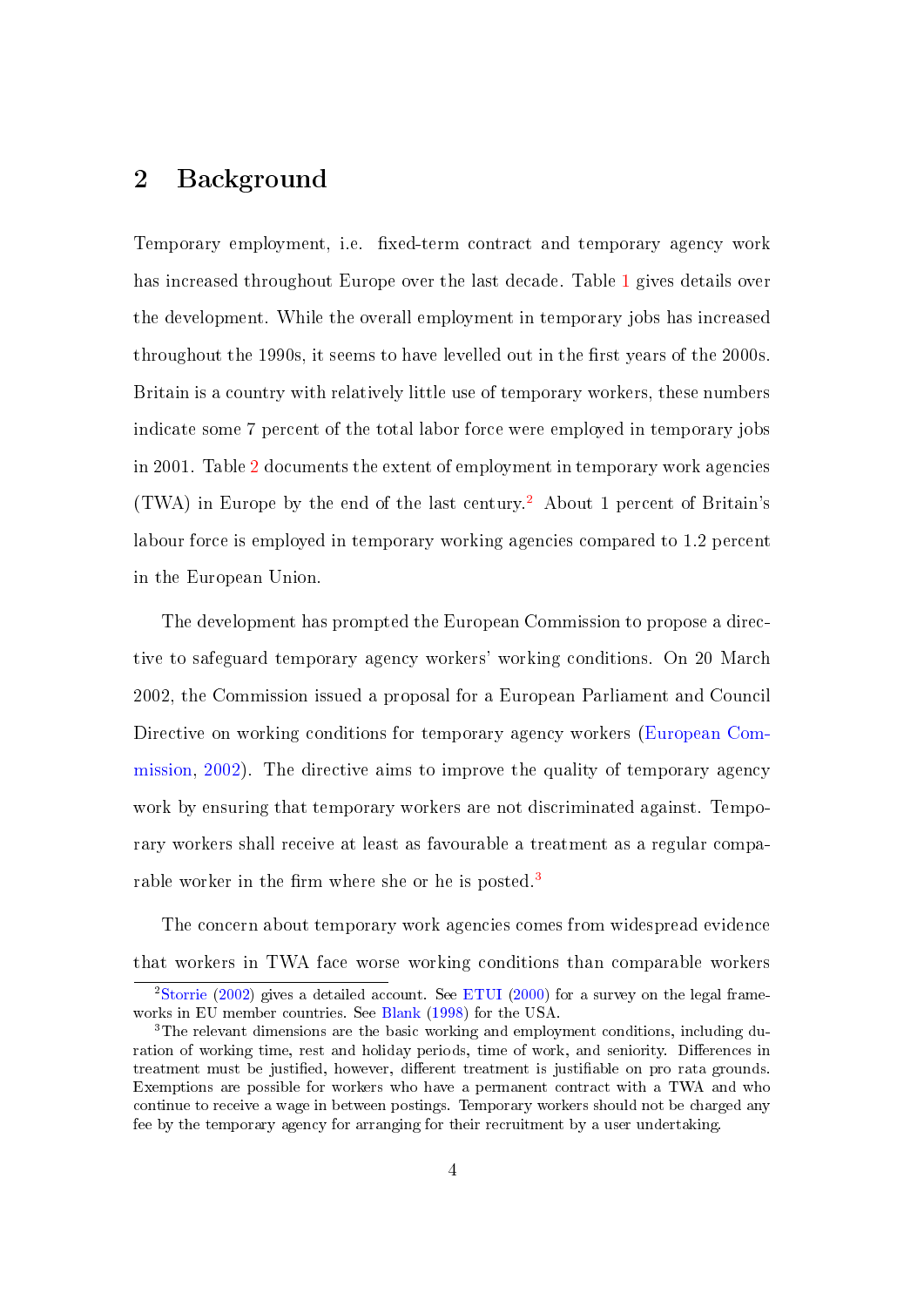## 2 Background

Temporary employment, i.e. fixed-term contract and temporary agency work has increased throughout Europe over the last decade. Table 1 gives details over the development. While the overall employment in temporary jobs has increased throughout the 1990s, it seems to have levelled out in the first years of the 2000s. Britain is a country with relatively little use of temporary workers, these numbers indicate some 7 percent of the total labor force were employed in temporary jobs in 2001. Table 2 documents the extent of employment in temporary work agencies (TWA) in Europe by the end of the last century.[2] About 1 percent of Britain's labour force is employed in temporary working agencies compared to 1.2 percent in the European Union.

The development has prompted the European Commission to propose a directive to safeguard temporary agency workers' working conditions. On 20 March 2002, the Commission issued a proposal for a European Parliament and Council Directive on working conditions for temporary agency workers (European Commission, 2002). The directive aims to improve the quality of temporary agency work by ensuring that temporary workers are not discriminated against. Temporary workers shall receive at least as favourable a treatment as a regular comparable worker in the firm where she or he is posted.[3]

The concern about temporary work agencies comes from widespread evidence that workers in TWA face worse working conditions than comparable workers

[2] Storrie (2002) gives a detailed account. See ETUI (2000) for a survey on the legal frameworks in EU member countries. See Blank (1998) for the USA.

[3] The relevant dimensions are the basic working and employment conditions, including duration of working time, rest and holiday periods, time of work, and seniority. Differences in treatment must be justified, however, different treatment is justifiable on pro rata grounds. Exemptions are possible for workers who have a permanent contract with a TWA and who continue to receive a wage in between postings. Temporary workers should not be charged any fee by the temporary agency for arranging for their recruitment by a user undertaking.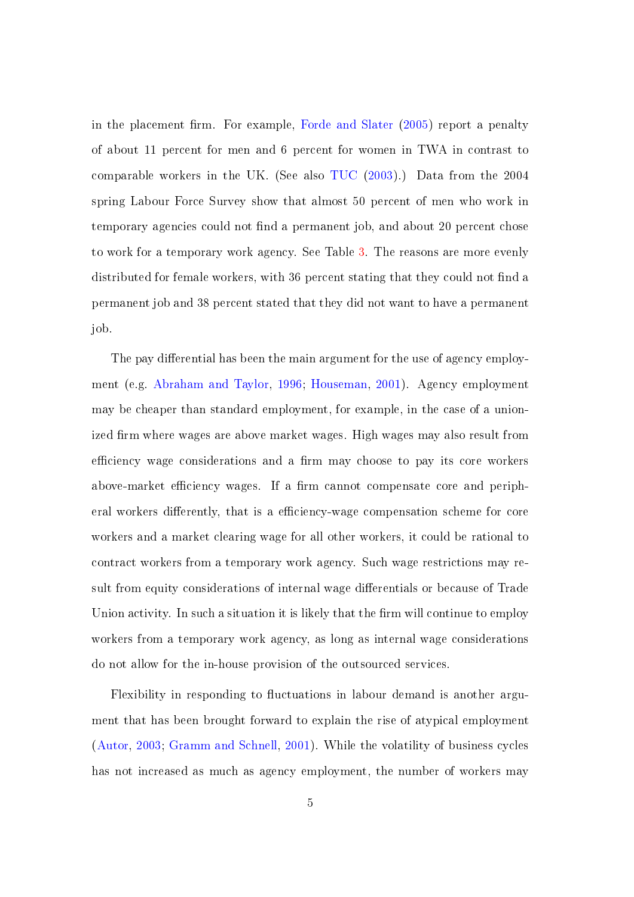in the placement firm. For example, Forde and Slater (2005) report a penalty of about 11 percent for men and 6 percent for women in TWA in contrast to comparable workers in the UK. (See also TUC (2003).) Data from the 2004 spring Labour Force Survey show that almost 50 percent of men who work in temporary agencies could not find a permanent job, and about 20 percent chose to work for a temporary work agency. See Table 3. The reasons are more evenly distributed for female workers, with 36 percent stating that they could not find a permanent job and 38 percent stated that they did not want to have a permanent job.

The pay differential has been the main argument for the use of agency employment (e.g. Abraham and Taylor, 1996; Houseman, 2001). Agency employment may be cheaper than standard employment, for example, in the case of a unionized firm where wages are above market wages. High wages may also result from efficiency wage considerations and a firm may choose to pay its core workers above-market efficiency wages. If a firm cannot compensate core and peripheral workers differently, that is a efficiency-wage compensation scheme for core workers and a market clearing wage for all other workers, it could be rational to contract workers from a temporary work agency. Such wage restrictions may result from equity considerations of internal wage differentials or because of Trade Union activity. In such a situation it is likely that the firm will continue to employ workers from a temporary work agency, as long as internal wage considerations do not allow for the in-house provision of the outsourced services.

Flexibility in responding to fluctuations in labour demand is another argument that has been brought forward to explain the rise of atypical employment (Autor, 2003; Gramm and Schnell, 2001). While the volatility of business cycles has not increased as much as agency employment, the number of workers may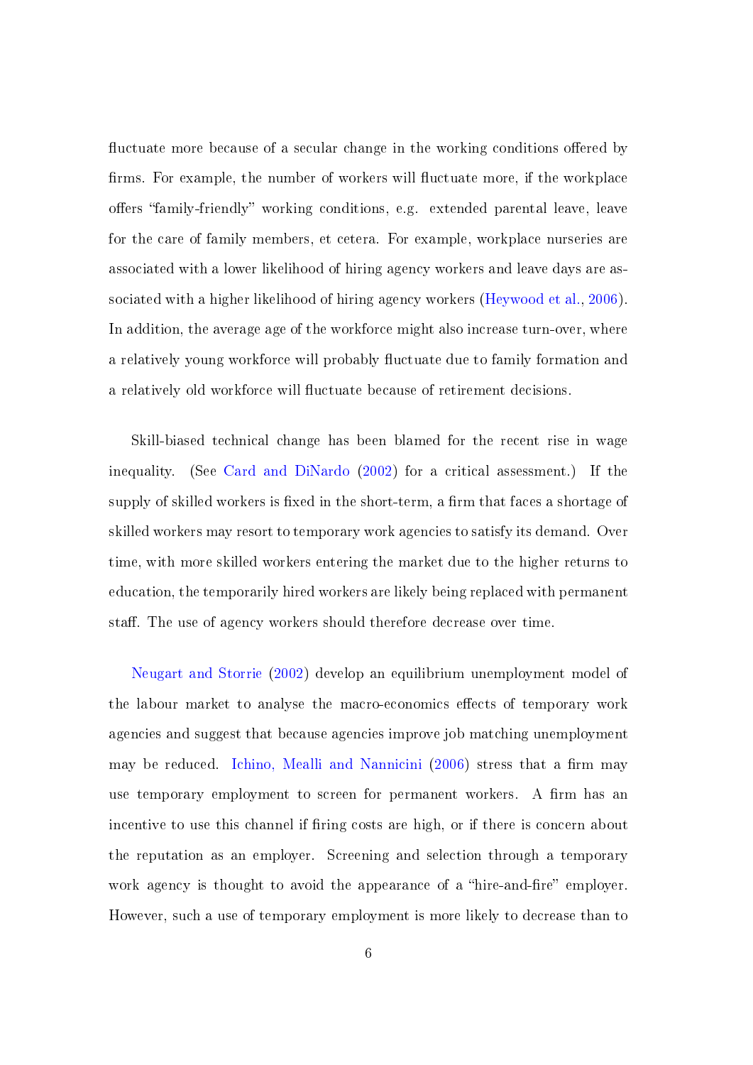fluctuate more because of a secular change in the working conditions offered by firms. For example, the number of workers will fluctuate more, if the workplace offers "family-friendly" working conditions, e.g. extended parental leave, leave for the care of family members, et cetera. For example, workplace nurseries are associated with a lower likelihood of hiring agency workers and leave days are associated with a higher likelihood of hiring agency workers (Heywood et al., 2006). In addition, the average age of the workforce might also increase turn-over, where a relatively young workforce will probably fluctuate due to family formation and a relatively old workforce will fluctuate because of retirement decisions.

Skill-biased technical change has been blamed for the recent rise in wage inequality. (See Card and DiNardo (2002) for a critical assessment.) If the supply of skilled workers is fixed in the short-term, a firm that faces a shortage of skilled workers may resort to temporary work agencies to satisfy its demand. Over time, with more skilled workers entering the market due to the higher returns to education, the temporarily hired workers are likely being replaced with permanent staff. The use of agency workers should therefore decrease over time.

Neugart and Storrie (2002) develop an equilibrium unemployment model of the labour market to analyse the macro-economics effects of temporary work agencies and suggest that because agencies improve job matching unemployment may be reduced. Ichino, Mealli and Nannicini (2006) stress that a firm may use temporary employment to screen for permanent workers. A firm has an incentive to use this channel if firing costs are high, or if there is concern about the reputation as an employer. Screening and selection through a temporary work agency is thought to avoid the appearance of a "hire-and-fire" employer. However, such a use of temporary employment is more likely to decrease than to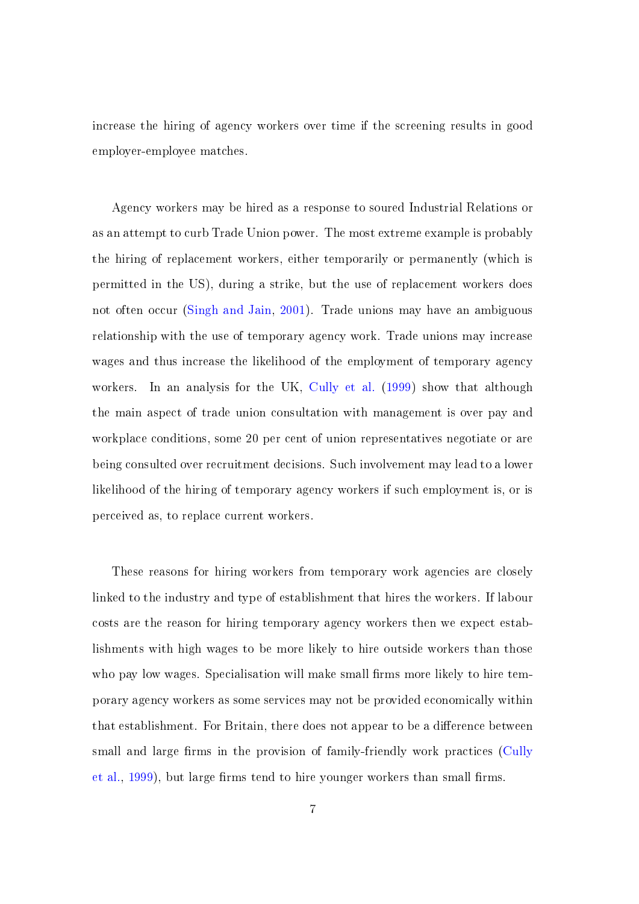increase the hiring of agency workers over time if the screening results in good employer-employee matches.

Agency workers may be hired as a response to soured Industrial Relations or as an attempt to curb Trade Union power. The most extreme example is probably the hiring of replacement workers, either temporarily or permanently (which is permitted in the US), during a strike, but the use of replacement workers does not often occur (Singh and Jain, 2001). Trade unions may have an ambiguous relationship with the use of temporary agency work. Trade unions may increase wages and thus increase the likelihood of the employment of temporary agency workers. In an analysis for the UK, Cully et al. (1999) show that although the main aspect of trade union consultation with management is over pay and workplace conditions, some 20 per cent of union representatives negotiate or are being consulted over recruitment decisions. Such involvement may lead to a lower likelihood of the hiring of temporary agency workers if such employment is, or is perceived as, to replace current workers.

These reasons for hiring workers from temporary work agencies are closely linked to the industry and type of establishment that hires the workers. If labour costs are the reason for hiring temporary agency workers then we expect establishments with high wages to be more likely to hire outside workers than those who pay low wages. Specialisation will make small firms more likely to hire temporary agency workers as some services may not be provided economically within that establishment. For Britain, there does not appear to be a difference between small and large firms in the provision of family-friendly work practices (Cully et al., 1999), but large firms tend to hire younger workers than small firms.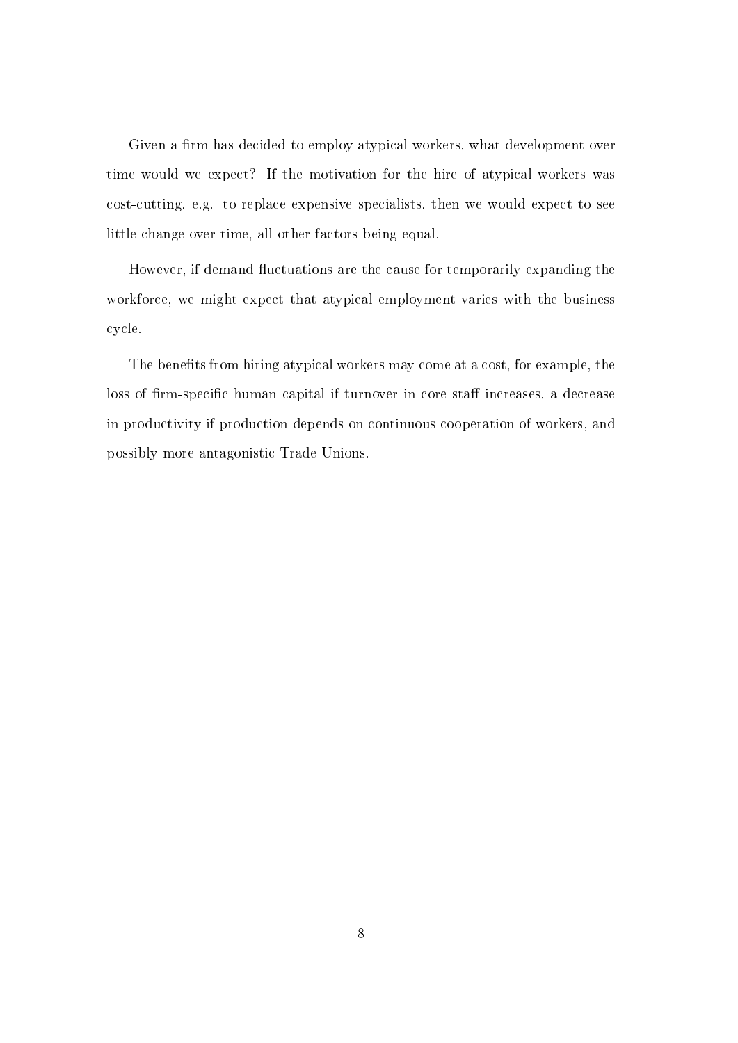Given a firm has decided to employ atypical workers, what development over time would we expect? If the motivation for the hire of atypical workers was cost-cutting, e.g. to replace expensive specialists, then we would expect to see little change over time, all other factors being equal.

However, if demand fluctuations are the cause for temporarily expanding the workforce, we might expect that atypical employment varies with the business cycle.

The benefits from hiring atypical workers may come at a cost, for example, the loss of firm-specific human capital if turnover in core staff increases, a decrease in productivity if production depends on continuous cooperation of workers, and possibly more antagonistic Trade Unions.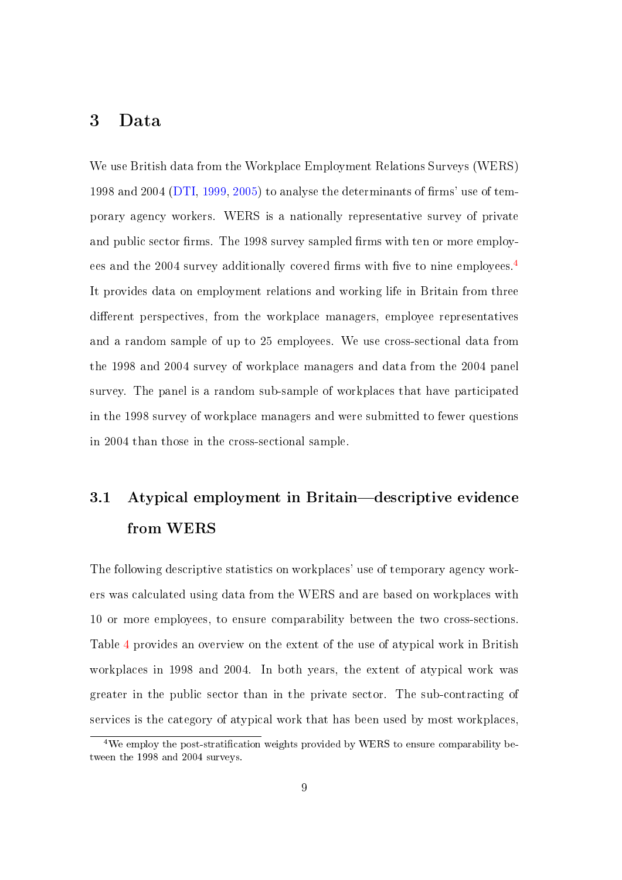## 3 Data

We use British data from the Workplace Employment Relations Surveys (WERS) 1998 and 2004 (DTI, 1999, 2005) to analyse the determinants of firms' use of temporary agency workers. WERS is a nationally representative survey of private and public sector firms. The 1998 survey sampled firms with ten or more employees and the 2004 survey additionally covered firms with five to nine employees.[4] It provides data on employment relations and working life in Britain from three different perspectives, from the workplace managers, employee representatives and a random sample of up to 25 employees. We use cross-sectional data from the 1998 and 2004 survey of workplace managers and data from the 2004 panel survey. The panel is a random sub-sample of workplaces that have participated in the 1998 survey of workplace managers and were submitted to fewer questions in 2004 than those in the cross-sectional sample.

### 3.1 Atypical employment in Britain—descriptive evidence from WERS

The following descriptive statistics on workplaces' use of temporary agency workers was calculated using data from the WERS and are based on workplaces with 10 or more employees, to ensure comparability between the two cross-sections. Table 4 provides an overview on the extent of the use of atypical work in British workplaces in 1998 and 2004. In both years, the extent of atypical work was greater in the public sector than in the private sector. The sub-contracting of services is the category of atypical work that has been used by most workplaces,

[4] We employ the post-stratification weights provided by WERS to ensure comparability between the 1998 and 2004 surveys.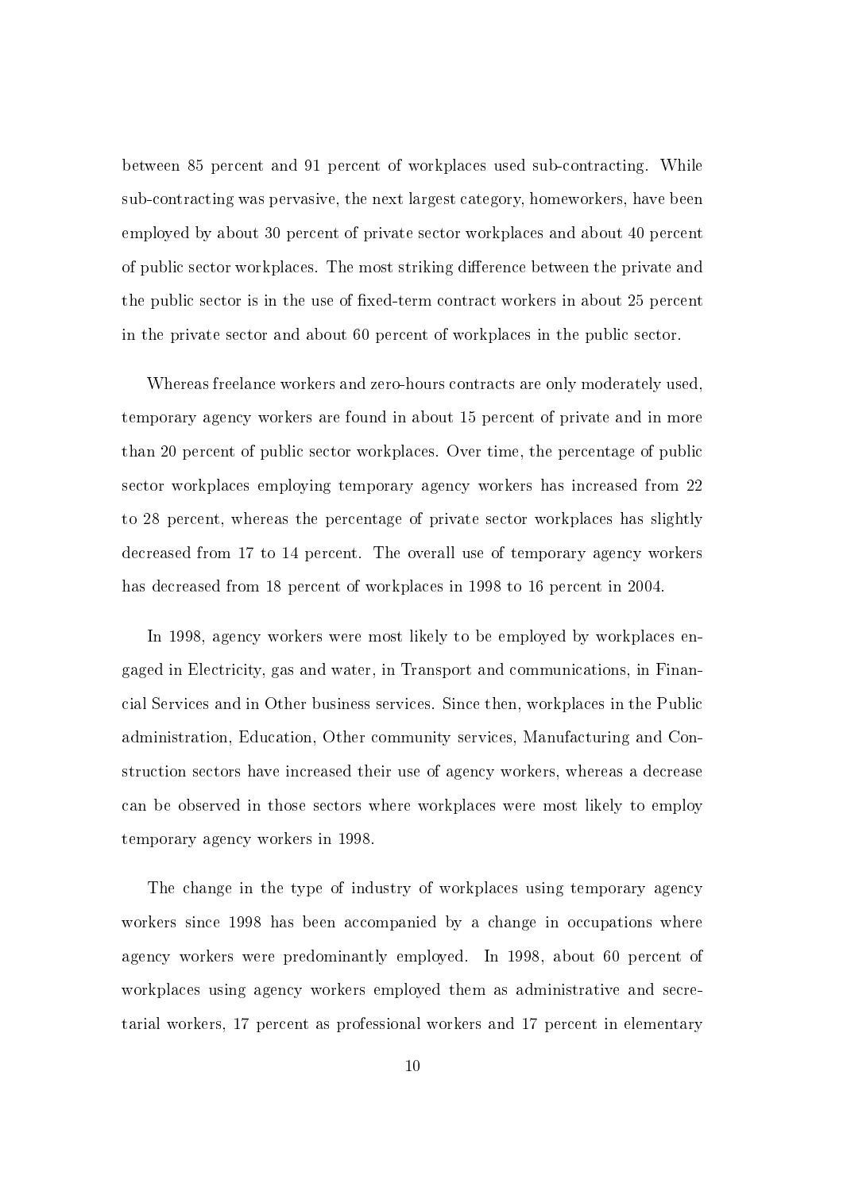between 85 percent and 91 percent of workplaces used sub-contracting. While sub-contracting was pervasive, the next largest category, homeworkers, have been employed by about 30 percent of private sector workplaces and about 40 percent of public sector workplaces. The most striking difference between the private and the public sector is in the use of fixed-term contract workers in about 25 percent in the private sector and about 60 percent of workplaces in the public sector.

Whereas freelance workers and zero-hours contracts are only moderately used, temporary agency workers are found in about 15 percent of private and in more than 20 percent of public sector workplaces. Over time, the percentage of public sector workplaces employing temporary agency workers has increased from 22 to 28 percent, whereas the percentage of private sector workplaces has slightly decreased from 17 to 14 percent. The overall use of temporary agency workers has decreased from 18 percent of workplaces in 1998 to 16 percent in 2004.

In 1998, agency workers were most likely to be employed by workplaces engaged in Electricity, gas and water, in Transport and communications, in Financial Services and in Other business services. Since then, workplaces in the Public administration, Education, Other community services, Manufacturing and Construction sectors have increased their use of agency workers, whereas a decrease can be observed in those sectors where workplaces were most likely to employ temporary agency workers in 1998.

The change in the type of industry of workplaces using temporary agency workers since 1998 has been accompanied by a change in occupations where agency workers were predominantly employed. In 1998, about 60 percent of workplaces using agency workers employed them as administrative and secretarial workers, 17 percent as professional workers and 17 percent in elementary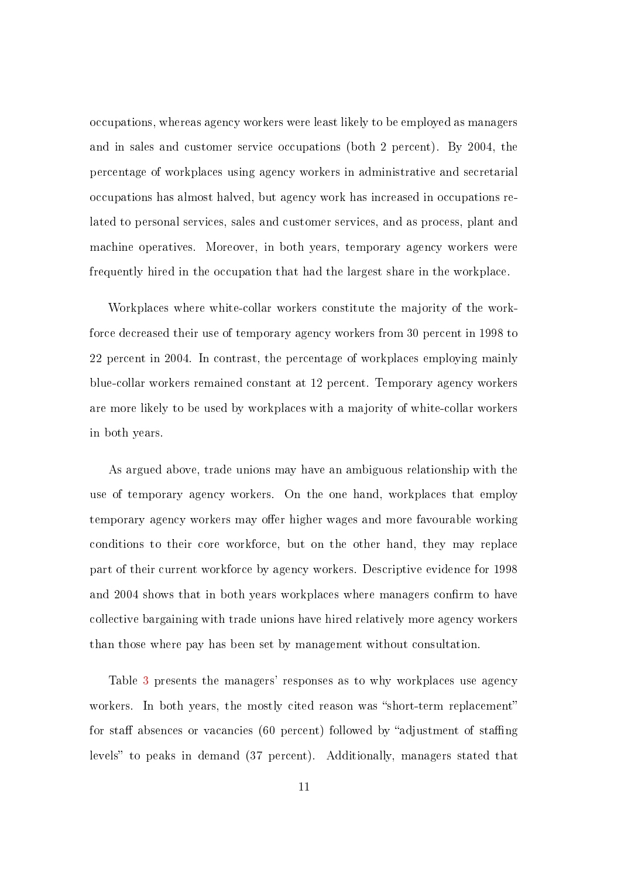occupations, whereas agency workers were least likely to be employed as managers and in sales and customer service occupations (both 2 percent). By 2004, the percentage of workplaces using agency workers in administrative and secretarial occupations has almost halved, but agency work has increased in occupations related to personal services, sales and customer services, and as process, plant and machine operatives. Moreover, in both years, temporary agency workers were frequently hired in the occupation that had the largest share in the workplace.

Workplaces where white-collar workers constitute the majority of the workforce decreased their use of temporary agency workers from 30 percent in 1998 to 22 percent in 2004. In contrast, the percentage of workplaces employing mainly blue-collar workers remained constant at 12 percent. Temporary agency workers are more likely to be used by workplaces with a majority of white-collar workers in both years.

As argued above, trade unions may have an ambiguous relationship with the use of temporary agency workers. On the one hand, workplaces that employ temporary agency workers may offer higher wages and more favourable working conditions to their core workforce, but on the other hand, they may replace part of their current workforce by agency workers. Descriptive evidence for 1998 and 2004 shows that in both years workplaces where managers confirm to have collective bargaining with trade unions have hired relatively more agency workers than those where pay has been set by management without consultation.

Table 3 presents the managers' responses as to why workplaces use agency workers. In both years, the mostly cited reason was "short-term replacement" for staff absences or vacancies (60 percent) followed by "adjustment of staffing levels" to peaks in demand (37 percent). Additionally, managers stated that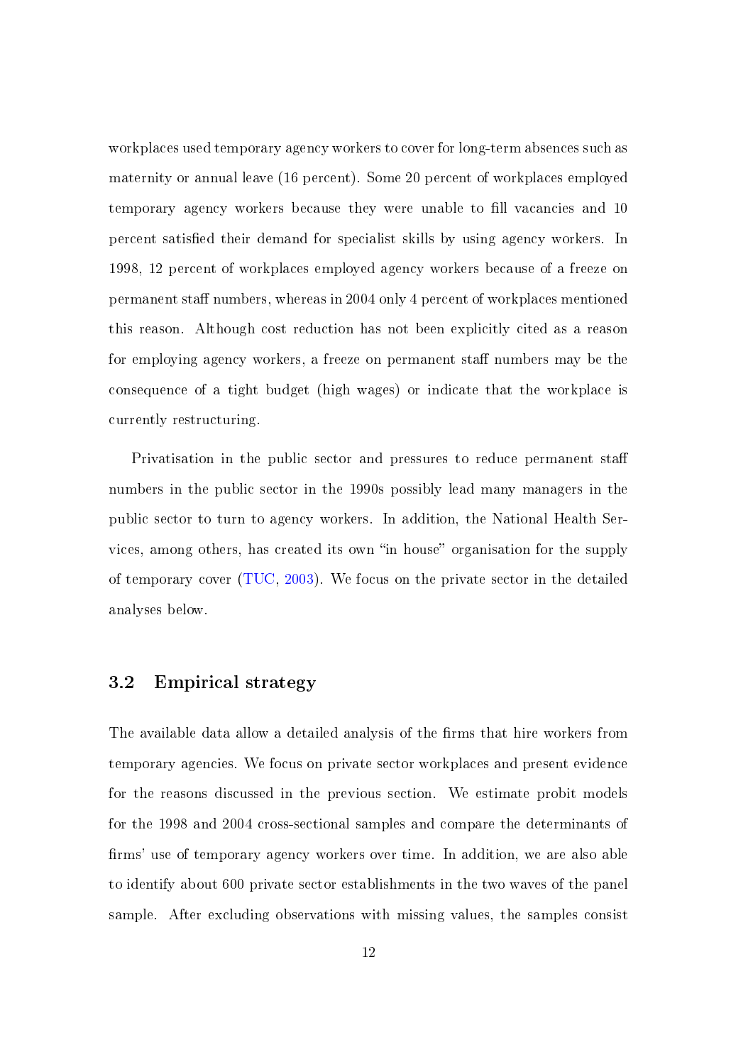workplaces used temporary agency workers to cover for long-term absences such as maternity or annual leave (16 percent). Some 20 percent of workplaces employed temporary agency workers because they were unable to fill vacancies and 10 percent satisfied their demand for specialist skills by using agency workers. In 1998, 12 percent of workplaces employed agency workers because of a freeze on permanent staff numbers, whereas in 2004 only 4 percent of workplaces mentioned this reason. Although cost reduction has not been explicitly cited as a reason for employing agency workers, a freeze on permanent staff numbers may be the consequence of a tight budget (high wages) or indicate that the workplace is currently restructuring.

Privatisation in the public sector and pressures to reduce permanent staff numbers in the public sector in the 1990s possibly lead many managers in the public sector to turn to agency workers. In addition, the National Health Services, among others, has created its own "in house" organisation for the supply of temporary cover (TUC, 2003). We focus on the private sector in the detailed analyses below.

## 3.2 Empirical strategy

The available data allow a detailed analysis of the firms that hire workers from temporary agencies. We focus on private sector workplaces and present evidence for the reasons discussed in the previous section. We estimate probit models for the 1998 and 2004 cross-sectional samples and compare the determinants of firms' use of temporary agency workers over time. In addition, we are also able to identify about 600 private sector establishments in the two waves of the panel sample. After excluding observations with missing values, the samples consist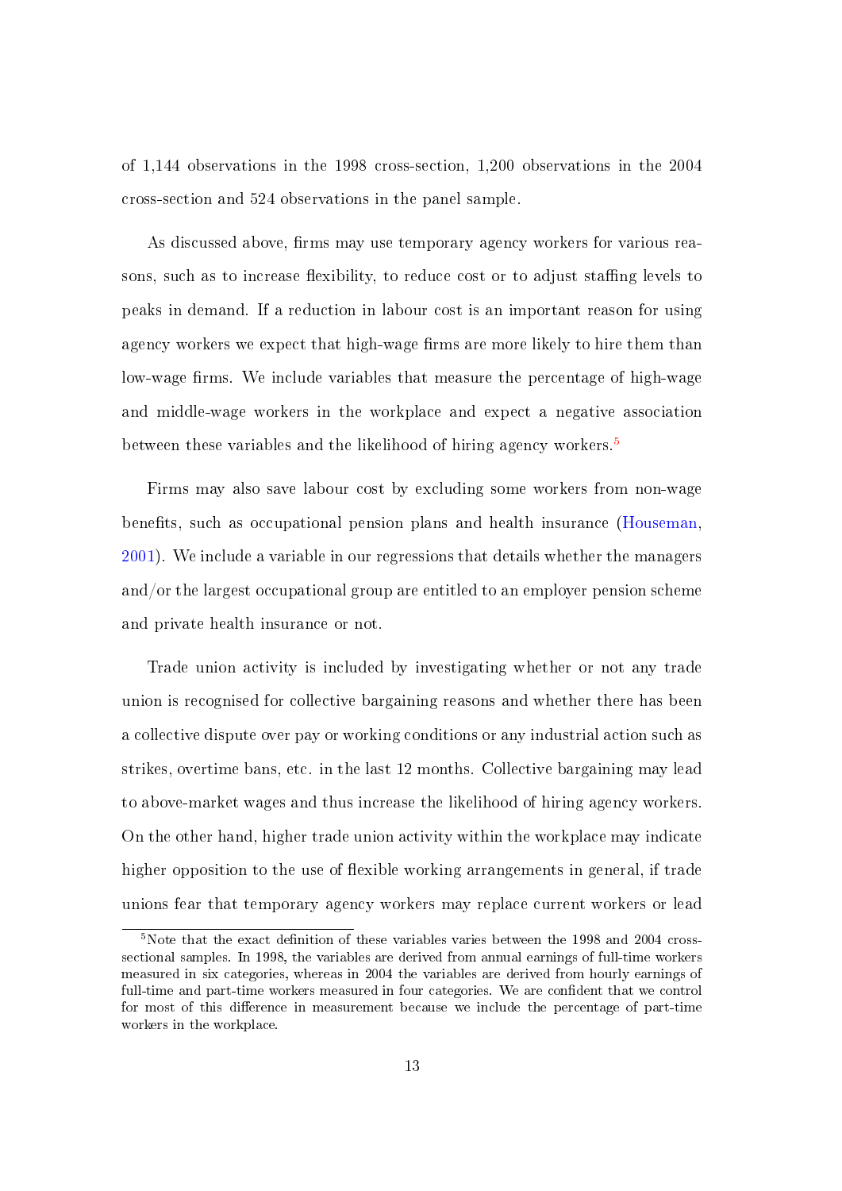of 1,144 observations in the 1998 cross-section, 1,200 observations in the 2004 cross-section and 524 observations in the panel sample.

As discussed above, firms may use temporary agency workers for various reasons, such as to increase flexibility, to reduce cost or to adjust staffing levels to peaks in demand. If a reduction in labour cost is an important reason for using agency workers we expect that high-wage firms are more likely to hire them than low-wage firms. We include variables that measure the percentage of high-wage and middle-wage workers in the workplace and expect a negative association between these variables and the likelihood of hiring agency workers.[5]

Firms may also save labour cost by excluding some workers from non-wage benefits, such as occupational pension plans and health insurance (Houseman, 2001). We include a variable in our regressions that details whether the managers and/or the largest occupational group are entitled to an employer pension scheme and private health insurance or not.

Trade union activity is included by investigating whether or not any trade union is recognised for collective bargaining reasons and whether there has been a collective dispute over pay or working conditions or any industrial action such as strikes, overtime bans, etc. in the last 12 months. Collective bargaining may lead to above-market wages and thus increase the likelihood of hiring agency workers. On the other hand, higher trade union activity within the workplace may indicate higher opposition to the use of flexible working arrangements in general, if trade unions fear that temporary agency workers may replace current workers or lead

[5] Note that the exact definition of these variables varies between the 1998 and 2004 cross-sectional samples. In 1998, the variables are derived from annual earnings of full-time workers measured in six categories, whereas in 2004 the variables are derived from hourly earnings of full-time and part-time workers measured in four categories. We are confident that we control for most of this difference in measurement because we include the percentage of part-time workers in the workplace.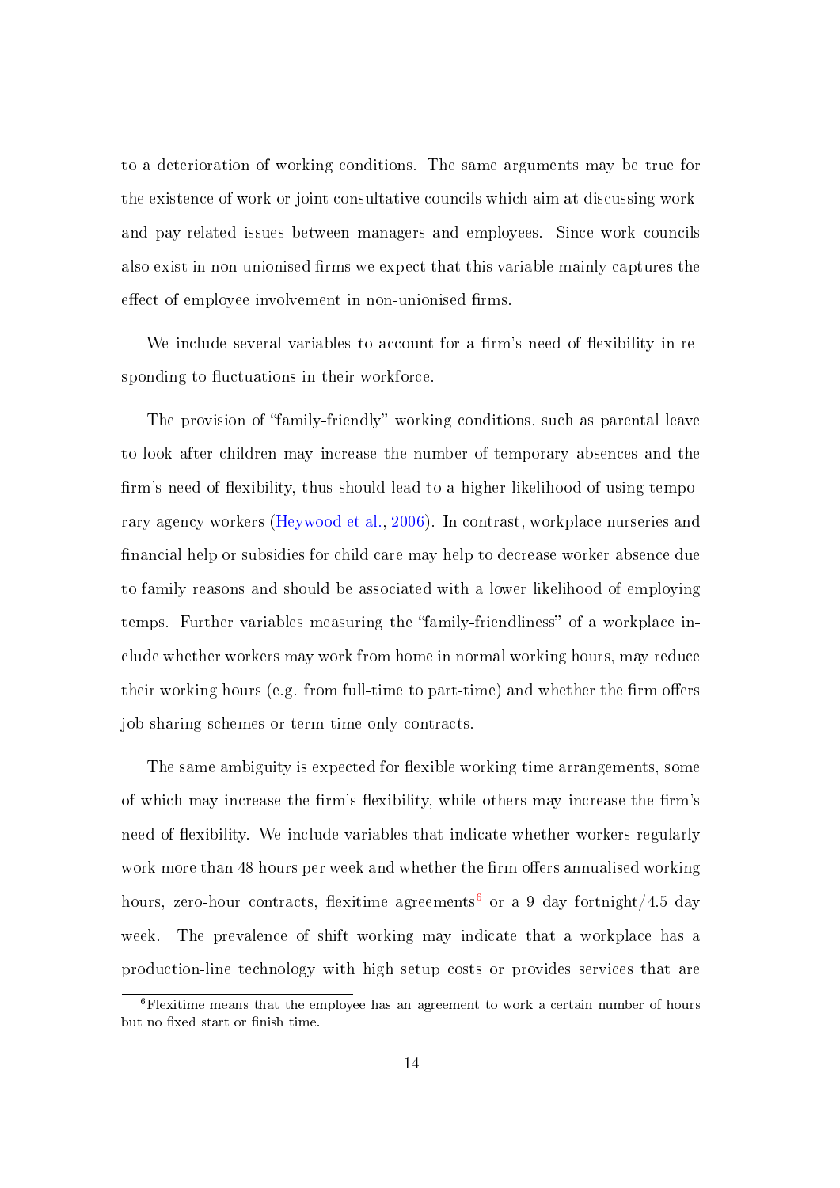to a deterioration of working conditions. The same arguments may be true for the existence of work or joint consultative councils which aim at discussing work- and pay-related issues between managers and employees. Since work councils also exist in non-unionised firms we expect that this variable mainly captures the effect of employee involvement in non-unionised firms.

We include several variables to account for a firm's need of flexibility in responding to fluctuations in their workforce.

The provision of "family-friendly" working conditions, such as parental leave to look after children may increase the number of temporary absences and the firm's need of flexibility, thus should lead to a higher likelihood of using temporary agency workers (Heywood et al., 2006). In contrast, workplace nurseries and financial help or subsidies for child care may help to decrease worker absence due to family reasons and should be associated with a lower likelihood of employing temps. Further variables measuring the "family-friendliness" of a workplace include whether workers may work from home in normal working hours, may reduce their working hours (e.g. from full-time to part-time) and whether the firm offers job sharing schemes or term-time only contracts.

The same ambiguity is expected for flexible working time arrangements, some of which may increase the firm's flexibility, while others may increase the firm's need of flexibility. We include variables that indicate whether workers regularly work more than 48 hours per week and whether the firm offers annualised working hours, zero-hour contracts, flexitime agreements[6] or a 9 day fortnight/4.5 day week. The prevalence of shift working may indicate that a workplace has a production-line technology with high setup costs or provides services that are

[6] Flexitime means that the employee has an agreement to work a certain number of hours but no fixed start or finish time.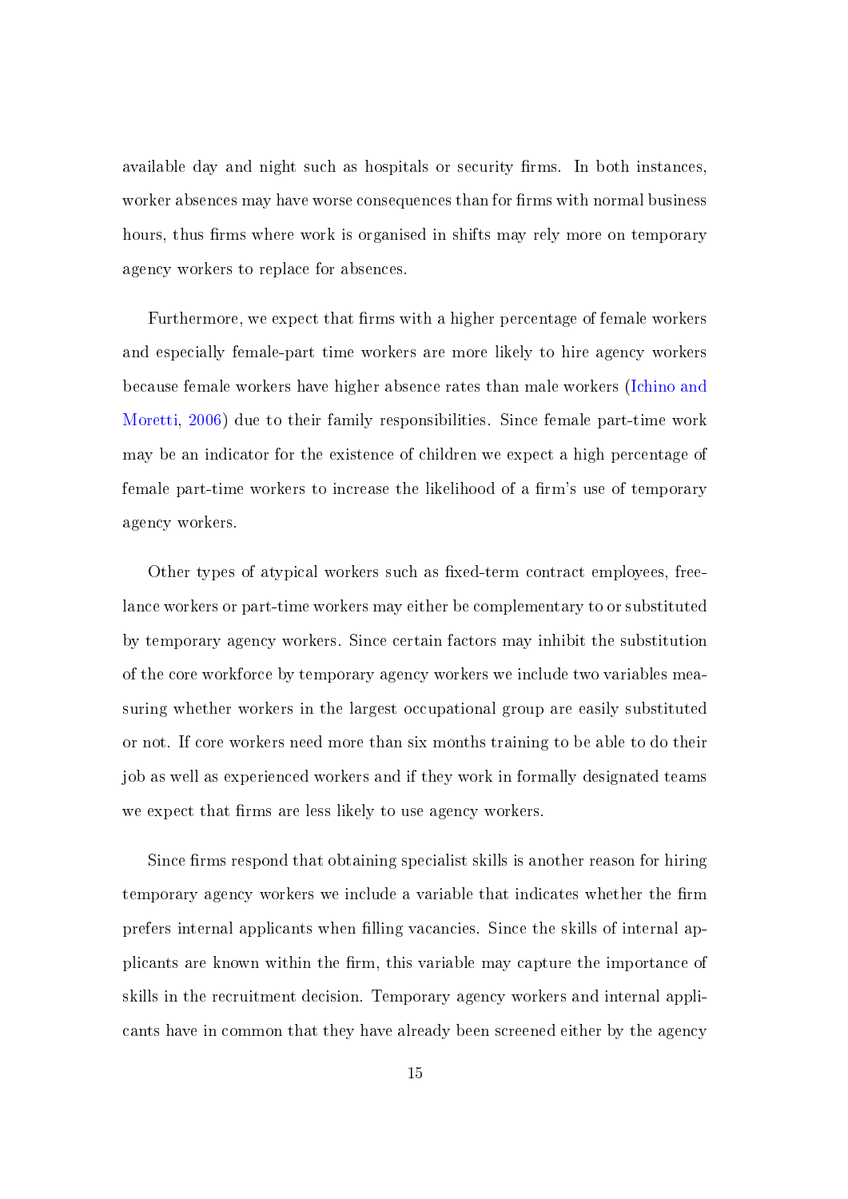available day and night such as hospitals or security firms. In both instances, worker absences may have worse consequences than for firms with normal business hours, thus firms where work is organised in shifts may rely more on temporary agency workers to replace for absences.

Furthermore, we expect that firms with a higher percentage of female workers and especially female-part time workers are more likely to hire agency workers because female workers have higher absence rates than male workers (Ichino and Moretti, 2006) due to their family responsibilities. Since female part-time work may be an indicator for the existence of children we expect a high percentage of female part-time workers to increase the likelihood of a firm's use of temporary agency workers.

Other types of atypical workers such as fixed-term contract employees, free-lance workers or part-time workers may either be complementary to or substituted by temporary agency workers. Since certain factors may inhibit the substitution of the core workforce by temporary agency workers we include two variables measuring whether workers in the largest occupational group are easily substituted or not. If core workers need more than six months training to be able to do their job as well as experienced workers and if they work in formally designated teams we expect that firms are less likely to use agency workers.

Since firms respond that obtaining specialist skills is another reason for hiring temporary agency workers we include a variable that indicates whether the firm prefers internal applicants when filling vacancies. Since the skills of internal applicants are known within the firm, this variable may capture the importance of skills in the recruitment decision. Temporary agency workers and internal applicants have in common that they have already been screened either by the agency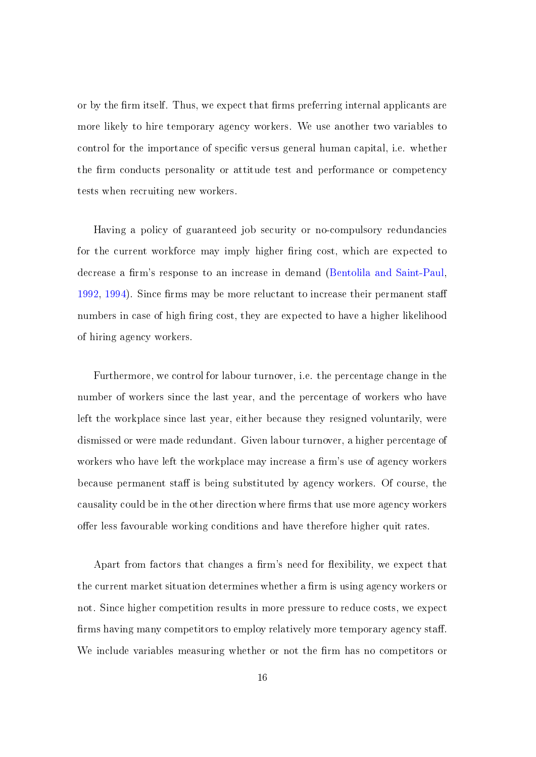or by the firm itself. Thus, we expect that firms preferring internal applicants are more likely to hire temporary agency workers. We use another two variables to control for the importance of specific versus general human capital, i.e. whether the firm conducts personality or attitude test and performance or competency tests when recruiting new workers.

Having a policy of guaranteed job security or no-compulsory redundancies for the current workforce may imply higher firing cost, which are expected to decrease a firm's response to an increase in demand (Bentolila and Saint-Paul, 1992, 1994). Since firms may be more reluctant to increase their permanent staff numbers in case of high firing cost, they are expected to have a higher likelihood of hiring agency workers.

Furthermore, we control for labour turnover, i.e. the percentage change in the number of workers since the last year, and the percentage of workers who have left the workplace since last year, either because they resigned voluntarily, were dismissed or were made redundant. Given labour turnover, a higher percentage of workers who have left the workplace may increase a firm's use of agency workers because permanent staff is being substituted by agency workers. Of course, the causality could be in the other direction where firms that use more agency workers offer less favourable working conditions and have therefore higher quit rates.

Apart from factors that changes a firm's need for flexibility, we expect that the current market situation determines whether a firm is using agency workers or not. Since higher competition results in more pressure to reduce costs, we expect firms having many competitors to employ relatively more temporary agency staff. We include variables measuring whether or not the firm has no competitors or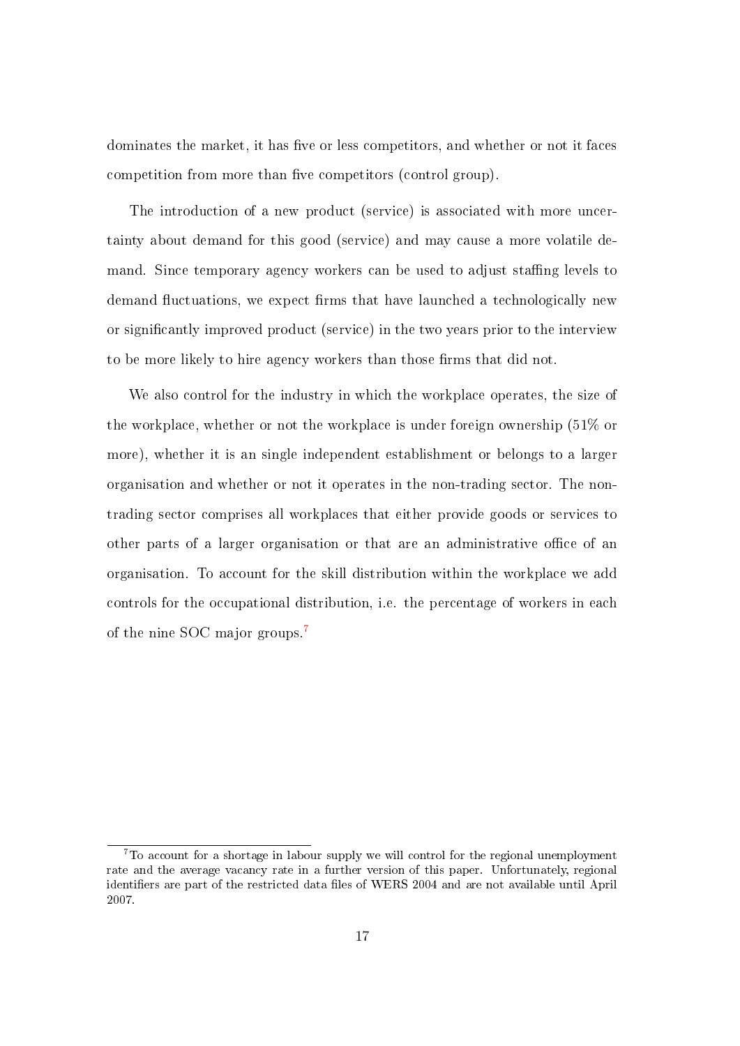dominates the market, it has five or less competitors, and whether or not it faces competition from more than five competitors (control group).

The introduction of a new product (service) is associated with more uncertainty about demand for this good (service) and may cause a more volatile demand. Since temporary agency workers can be used to adjust staffing levels to demand fluctuations, we expect firms that have launched a technologically new or significantly improved product (service) in the two years prior to the interview to be more likely to hire agency workers than those firms that did not.

We also control for the industry in which the workplace operates, the size of the workplace, whether or not the workplace is under foreign ownership (51% or more), whether it is an single independent establishment or belongs to a larger organisation and whether or not it operates in the non-trading sector. The non-trading sector comprises all workplaces that either provide goods or services to other parts of a larger organisation or that are an administrative office of an organisation. To account for the skill distribution within the workplace we add controls for the occupational distribution, i.e. the percentage of workers in each of the nine SOC major groups.[7]

[7] To account for a shortage in labour supply we will control for the regional unemployment rate and the average vacancy rate in a further version of this paper. Unfortunately, regional identifiers are part of the restricted data files of WERS 2004 and are not available until April 2007.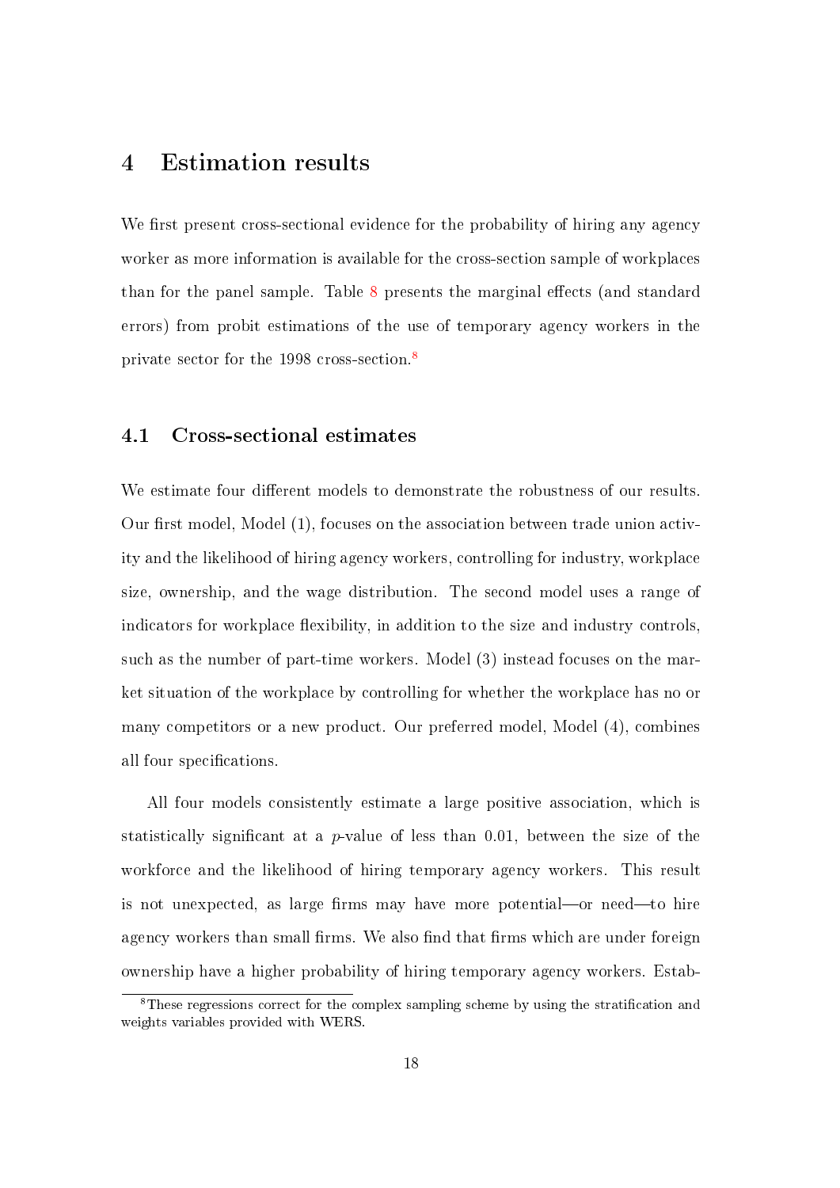# 4 Estimation results

We first present cross-sectional evidence for the probability of hiring any agency worker as more information is available for the cross-section sample of workplaces than for the panel sample. Table 8 presents the marginal effects (and standard errors) from probit estimations of the use of temporary agency workers in the private sector for the 1998 cross-section.[8]

## 4.1 Cross-sectional estimates

We estimate four different models to demonstrate the robustness of our results. Our first model, Model (1), focuses on the association between trade union activity and the likelihood of hiring agency workers, controlling for industry, workplace size, ownership, and the wage distribution. The second model uses a range of indicators for workplace flexibility, in addition to the size and industry controls, such as the number of part-time workers. Model (3) instead focuses on the market situation of the workplace by controlling for whether the workplace has no or many competitors or a new product. Our preferred model, Model (4), combines all four specifications.

All four models consistently estimate a large positive association, which is statistically significant at a $p$-value of less than 0.01, between the size of the workforce and the likelihood of hiring temporary agency workers. This result is not unexpected, as large firms may have more potential—or need—to hire agency workers than small firms. We also find that firms which are under foreign ownership have a higher probability of hiring temporary agency workers. Estab-

[8] These regressions correct for the complex sampling scheme by using the stratification and weights variables provided with WERS.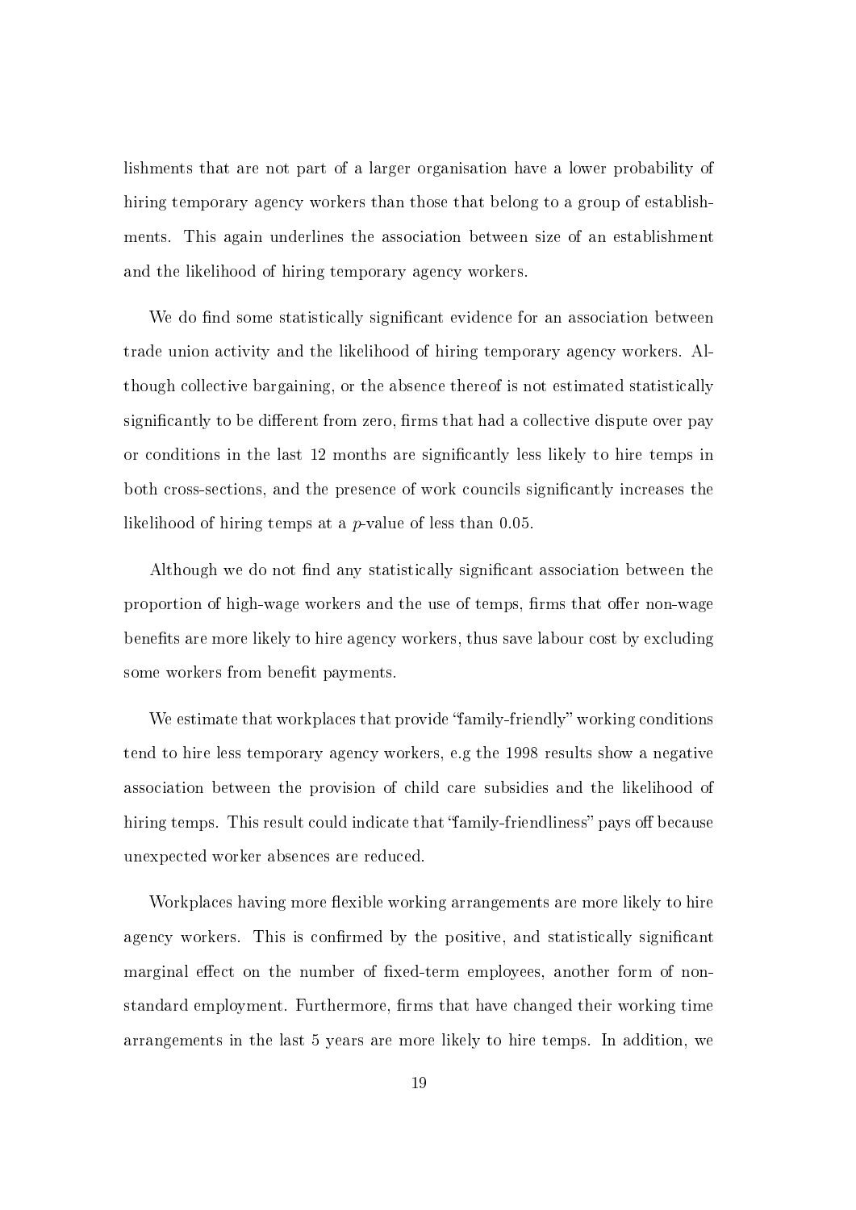lishments that are not part of a larger organisation have a lower probability of hiring temporary agency workers than those that belong to a group of establishments. This again underlines the association between size of an establishment and the likelihood of hiring temporary agency workers.

We do find some statistically significant evidence for an association between trade union activity and the likelihood of hiring temporary agency workers. Although collective bargaining, or the absence thereof is not estimated statistically significantly to be different from zero, firms that had a collective dispute over pay or conditions in the last 12 months are significantly less likely to hire temps in both cross-sections, and the presence of work councils significantly increases the likelihood of hiring temps at a $p$-value of less than 0.05.

Although we do not find any statistically significant association between the proportion of high-wage workers and the use of temps, firms that offer non-wage benefits are more likely to hire agency workers, thus save labour cost by excluding some workers from benefit payments.

We estimate that workplaces that provide "family-friendly" working conditions tend to hire less temporary agency workers, e.g the 1998 results show a negative association between the provision of child care subsidies and the likelihood of hiring temps. This result could indicate that "family-friendliness" pays off because unexpected worker absences are reduced.

Workplaces having more flexible working arrangements are more likely to hire agency workers. This is confirmed by the positive, and statistically significant marginal effect on the number of fixed-term employees, another form of non-standard employment. Furthermore, firms that have changed their working time arrangements in the last 5 years are more likely to hire temps. In addition, we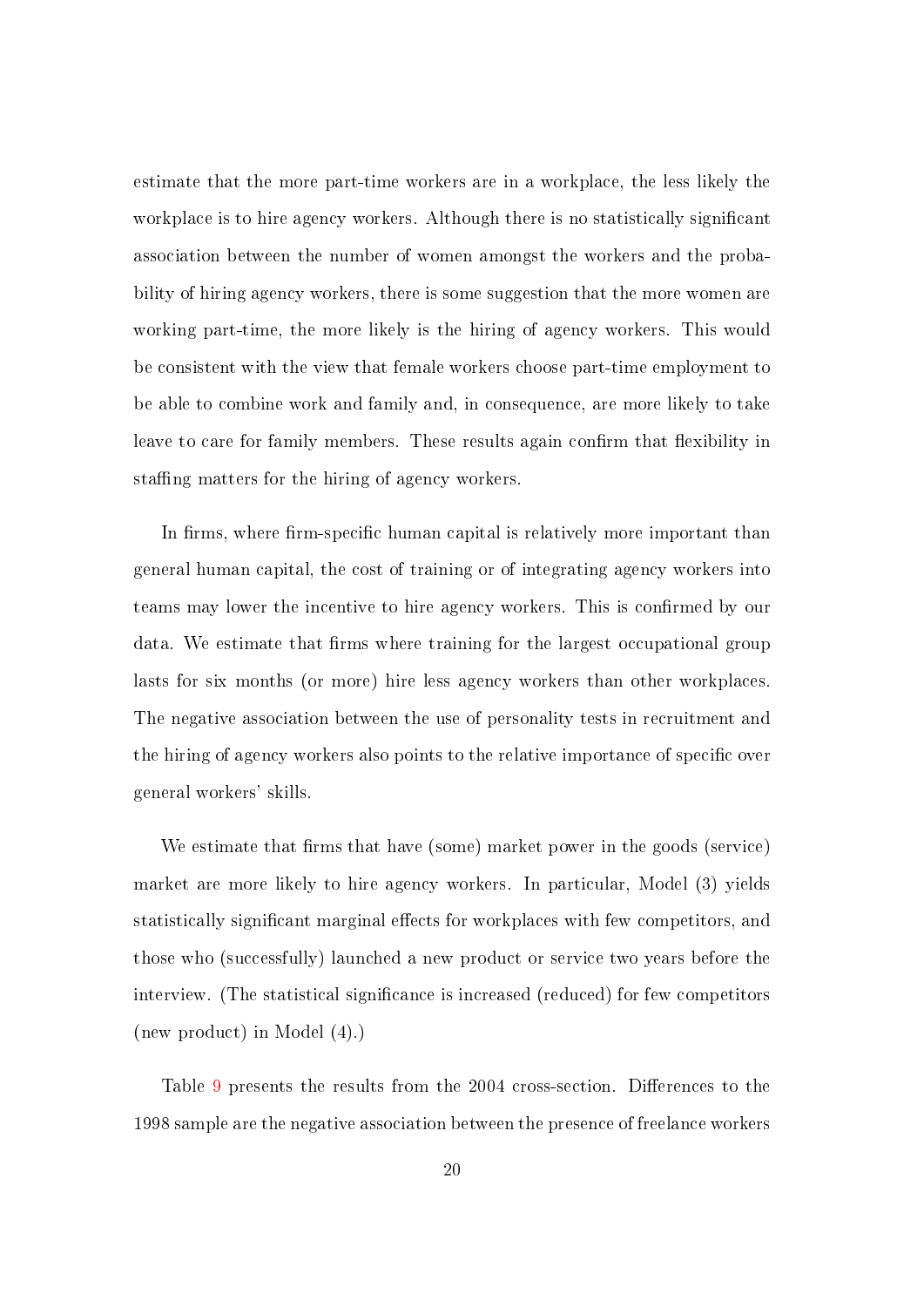estimate that the more part-time workers are in a workplace, the less likely the workplace is to hire agency workers. Although there is no statistically significant association between the number of women amongst the workers and the probability of hiring agency workers, there is some suggestion that the more women are working part-time, the more likely is the hiring of agency workers. This would be consistent with the view that female workers choose part-time employment to be able to combine work and family and, in consequence, are more likely to take leave to care for family members. These results again confirm that flexibility in staffing matters for the hiring of agency workers.

In firms, where firm-specific human capital is relatively more important than general human capital, the cost of training or of integrating agency workers into teams may lower the incentive to hire agency workers. This is confirmed by our data. We estimate that firms where training for the largest occupational group lasts for six months (or more) hire less agency workers than other workplaces. The negative association between the use of personality tests in recruitment and the hiring of agency workers also points to the relative importance of specific over general workers' skills.

We estimate that firms that have (some) market power in the goods (service) market are more likely to hire agency workers. In particular, Model (3) yields statistically significant marginal effects for workplaces with few competitors, and those who (successfully) launched a new product or service two years before the interview. (The statistical significance is increased (reduced) for few competitors (new product) in Model (4).)

Table 9 presents the results from the 2004 cross-section. Differences to the 1998 sample are the negative association between the presence of freelance workers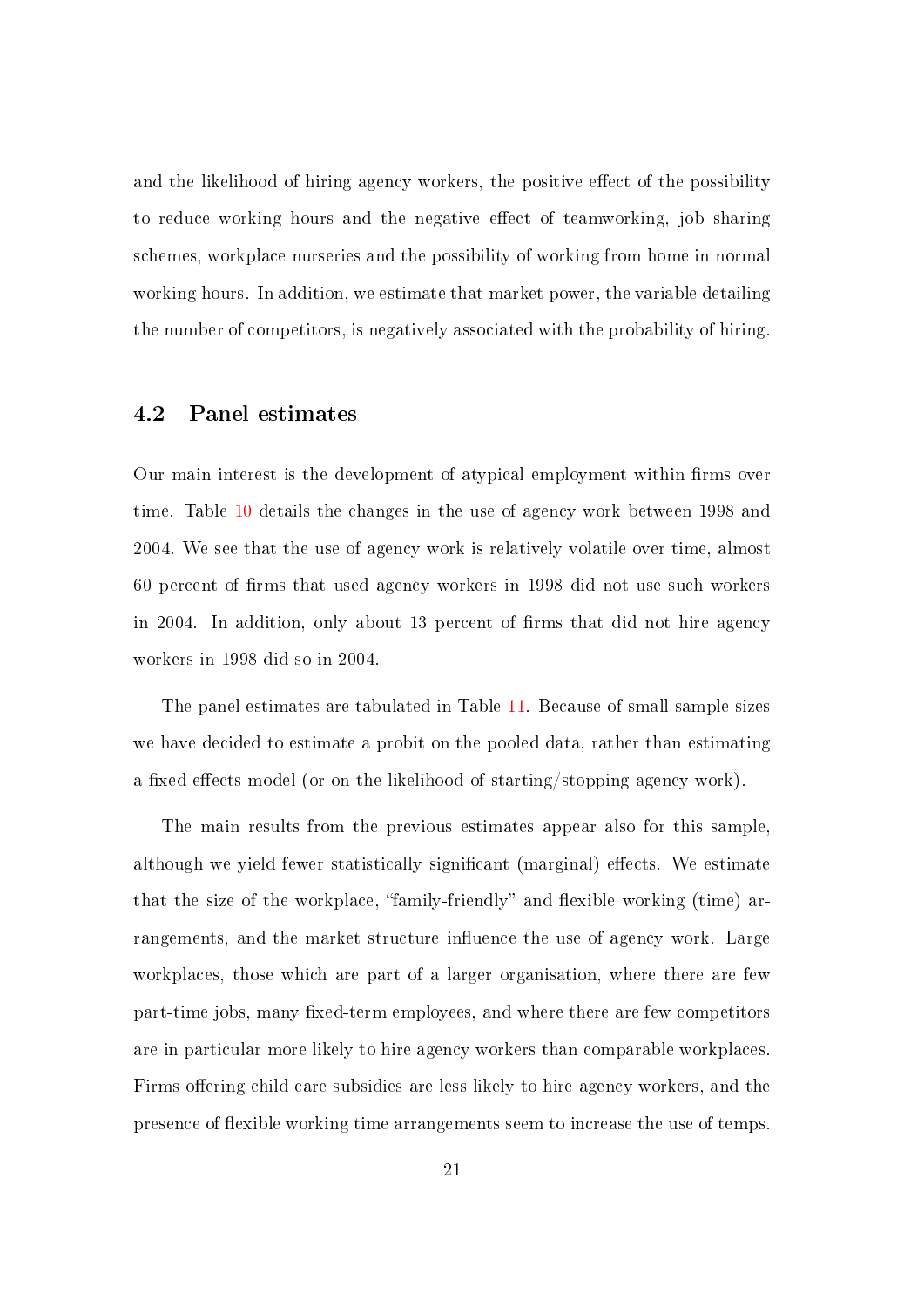and the likelihood of hiring agency workers, the positive effect of the possibility to reduce working hours and the negative effect of teamworking, job sharing schemes, workplace nurseries and the possibility of working from home in normal working hours. In addition, we estimate that market power, the variable detailing the number of competitors, is negatively associated with the probability of hiring.

## 4.2 Panel estimates

Our main interest is the development of atypical employment within firms over time. Table 10 details the changes in the use of agency work between 1998 and 2004. We see that the use of agency work is relatively volatile over time, almost 60 percent of firms that used agency workers in 1998 did not use such workers in 2004. In addition, only about 13 percent of firms that did not hire agency workers in 1998 did so in 2004.

The panel estimates are tabulated in Table 11. Because of small sample sizes we have decided to estimate a probit on the pooled data, rather than estimating a fixed-effects model (or on the likelihood of starting/stopping agency work).

The main results from the previous estimates appear also for this sample, although we yield fewer statistically significant (marginal) effects. We estimate that the size of the workplace, "family-friendly" and flexible working (time) arrangements, and the market structure influence the use of agency work. Large workplaces, those which are part of a larger organisation, where there are few part-time jobs, many fixed-term employees, and where there are few competitors are in particular more likely to hire agency workers than comparable workplaces. Firms offering child care subsidies are less likely to hire agency workers, and the presence of flexible working time arrangements seem to increase the use of temps.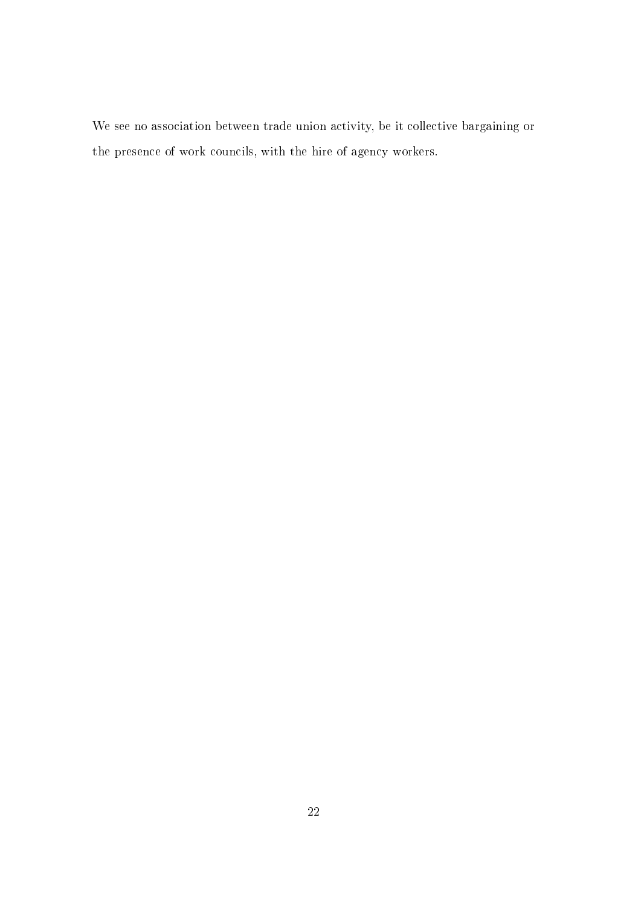We see no association between trade union activity, be it collective bargaining or the presence of work councils, with the hire of agency workers.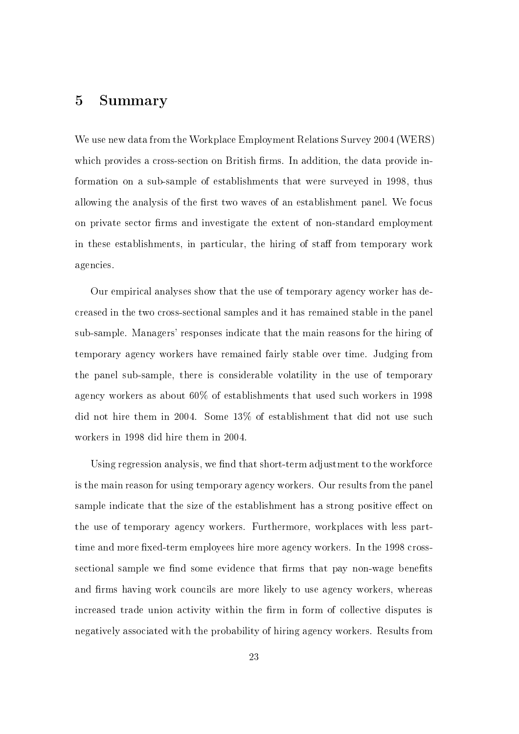# 5 Summary

We use new data from the Workplace Employment Relations Survey 2004 (WERS) which provides a cross-section on British firms. In addition, the data provide information on a sub-sample of establishments that were surveyed in 1998, thus allowing the analysis of the first two waves of an establishment panel. We focus on private sector firms and investigate the extent of non-standard employment in these establishments, in particular, the hiring of staff from temporary work agencies.

Our empirical analyses show that the use of temporary agency worker has decreased in the two cross-sectional samples and it has remained stable in the panel sub-sample. Managers' responses indicate that the main reasons for the hiring of temporary agency workers have remained fairly stable over time. Judging from the panel sub-sample, there is considerable volatility in the use of temporary agency workers as about 60% of establishments that used such workers in 1998 did not hire them in 2004. Some 13% of establishment that did not use such workers in 1998 did hire them in 2004.

Using regression analysis, we find that short-term adjustment to the workforce is the main reason for using temporary agency workers. Our results from the panel sample indicate that the size of the establishment has a strong positive effect on the use of temporary agency workers. Furthermore, workplaces with less part-time and more fixed-term employees hire more agency workers. In the 1998 cross-sectional sample we find some evidence that firms that pay non-wage benefits and firms having work councils are more likely to use agency workers, whereas increased trade union activity within the firm in form of collective disputes is negatively associated with the probability of hiring agency workers. Results from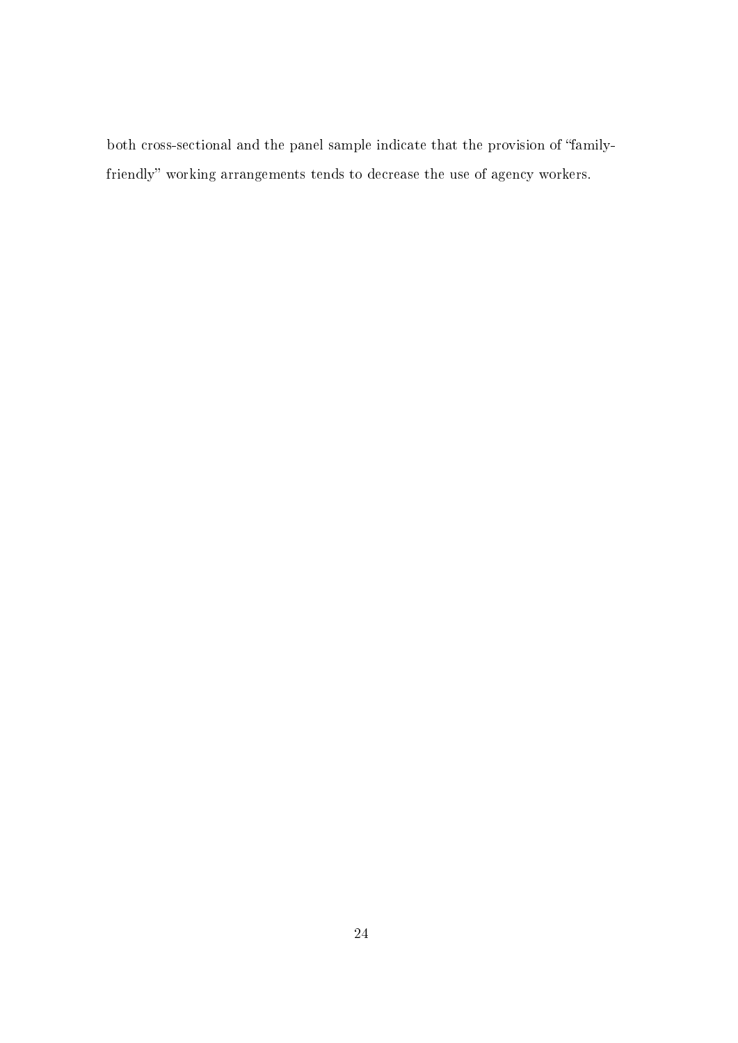both cross-sectional and the panel sample indicate that the provision of "family-friendly" working arrangements tends to decrease the use of agency workers.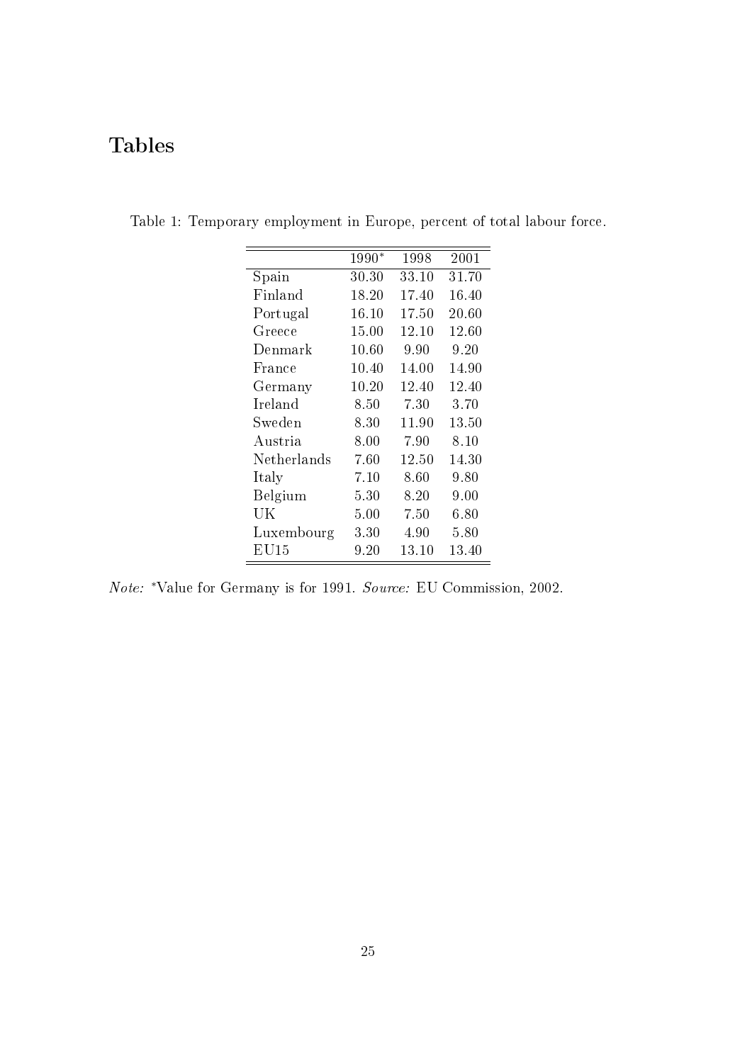# Tables

Table 1: Temporary employment in Europe, percent of total labour force.

| | 1990* | 1998 | 2001 |
|---|---|---|---|
| Spain | 30.30 | 33.10 | 31.70 |
| Finland | 18.20 | 17.40 | 16.40 |
| Portugal | 16.10 | 17.50 | 20.60 |
| Greece | 15.00 | 12.10 | 12.60 |
| Denmark | 10.60 | 9.90 | 9.20 |
| France | 10.40 | 14.00 | 14.90 |
| Germany | 10.20 | 12.40 | 12.40 |
| Ireland | 8.50 | 7.30 | 3.70 |
| Sweden | 8.30 | 11.90 | 13.50 |
| Austria | 8.00 | 7.90 | 8.10 |
| Netherlands | 7.60 | 12.50 | 14.30 |
| Italy | 7.10 | 8.60 | 9.80 |
| Belgium | 5.30 | 8.20 | 9.00 |
| UK | 5.00 | 7.50 | 6.80 |
| Luxembourg | 3.30 | 4.90 | 5.80 |
| EU15 | 9.20 | 13.10 | 13.40 |

*Note:* *Value for Germany is for 1991. *Source:* EU Commission, 2002.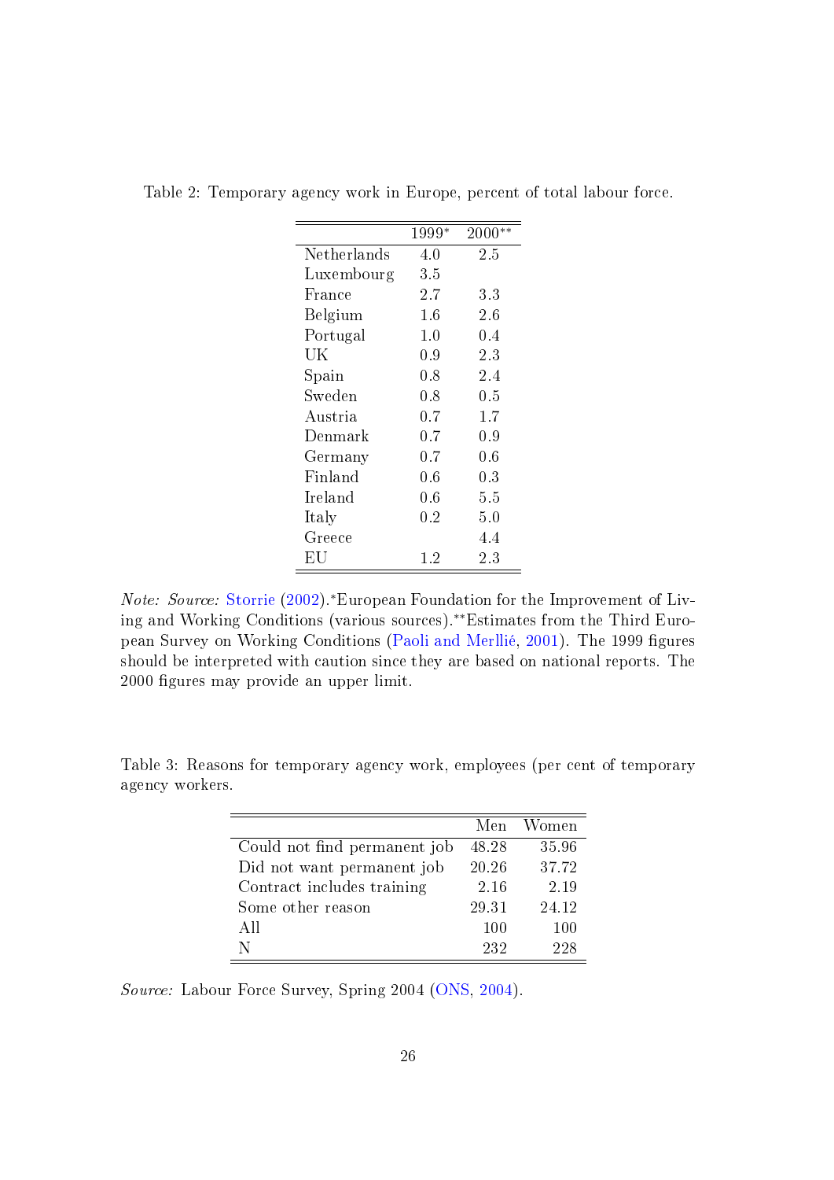Table 2: Temporary agency work in Europe, percent of total labour force.

| | 1999* | 2000** |
|---|---|---|
| Netherlands | 4.0 | 2.5 |
| Luxembourg | 3.5 | |
| France | 2.7 | 3.3 |
| Belgium | 1.6 | 2.6 |
| Portugal | 1.0 | 0.4 |
| UK | 0.9 | 2.3 |
| Spain | 0.8 | 2.4 |
| Sweden | 0.8 | 0.5 |
| Austria | 0.7 | 1.7 |
| Denmark | 0.7 | 0.9 |
| Germany | 0.7 | 0.6 |
| Finland | 0.6 | 0.3 |
| Ireland | 0.6 | 5.5 |
| Italy | 0.2 | 5.0 |
| Greece | | 4.4 |
| EU | 1.2 | 2.3 |

*Note: Source:* Storrie (2002).*European Foundation for the Improvement of Living and Working Conditions (various sources).**Estimates from the Third European Survey on Working Conditions (Paoli and Merllié, 2001). The 1999 figures should be interpreted with caution since they are based on national reports. The 2000 figures may provide an upper limit.

Table 3: Reasons for temporary agency work, employees (per cent of temporary agency workers.

| | Men | Women |
|---|---|---|
| Could not find permanent job | 48.28 | 35.96 |
| Did not want permanent job | 20.26 | 37.72 |
| Contract includes training | 2.16 | 2.19 |
| Some other reason | 29.31 | 24.12 |
| All | 100 | 100 |
| N | 232 | 228 |

*Source:* Labour Force Survey, Spring 2004 (ONS, 2004).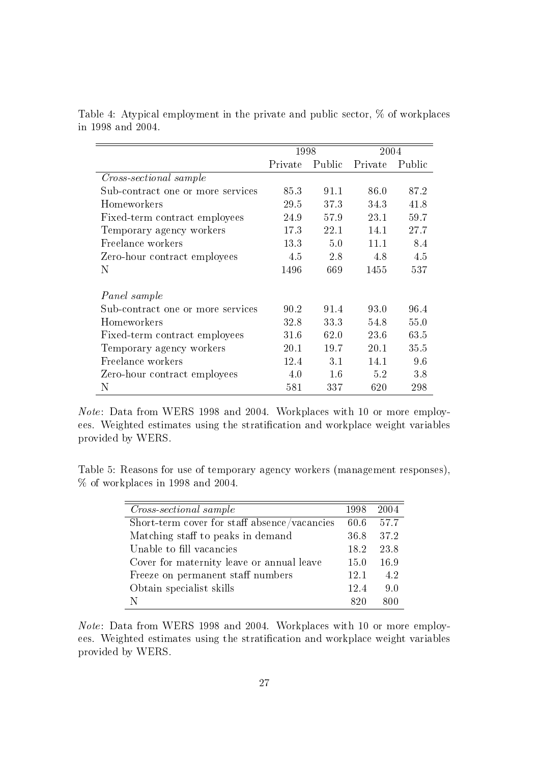Table 4: Atypical employment in the private and public sector, % of workplaces in 1998 and 2004.

| | 1998 | | 2004 | |
|---|---|---|---|---|
| | Private | Public | Private | Public |
| *Cross-sectional sample* | | | | |
| Sub-contract one or more services | 85.3 | 91.1 | 86.0 | 87.2 |
| Homeworkers | 29.5 | 37.3 | 34.3 | 41.8 |
| Fixed-term contract employees | 24.9 | 57.9 | 23.1 | 59.7 |
| Temporary agency workers | 17.3 | 22.1 | 14.1 | 27.7 |
| Freelance workers | 13.3 | 5.0 | 11.1 | 8.4 |
| Zero-hour contract employees | 4.5 | 2.8 | 4.8 | 4.5 |
| N | 1496 | 669 | 1455 | 537 |
| *Panel sample* | | | | |
| Sub-contract one or more services | 90.2 | 91.4 | 93.0 | 96.4 |
| Homeworkers | 32.8 | 33.3 | 54.8 | 55.0 |
| Fixed-term contract employees | 31.6 | 62.0 | 23.6 | 63.5 |
| Temporary agency workers | 20.1 | 19.7 | 20.1 | 35.5 |
| Freelance workers | 12.4 | 3.1 | 14.1 | 9.6 |
| Zero-hour contract employees | 4.0 | 1.6 | 5.2 | 3.8 |
| N | 581 | 337 | 620 | 298 |

*Note*: Data from WERS 1998 and 2004. Workplaces with 10 or more employees. Weighted estimates using the stratification and workplace weight variables provided by WERS.

Table 5: Reasons for use of temporary agency workers (management responses), % of workplaces in 1998 and 2004.

| *Cross-sectional sample* | 1998 | 2004 |
|---|---|---|
| Short-term cover for staff absence/vacancies | 60.6 | 57.7 |
| Matching staff to peaks in demand | 36.8 | 37.2 |
| Unable to fill vacancies | 18.2 | 23.8 |
| Cover for maternity leave or annual leave | 15.0 | 16.9 |
| Freeze on permanent staff numbers | 12.1 | 4.2 |
| Obtain specialist skills | 12.4 | 9.0 |
| N | 820 | 800 |

*Note*: Data from WERS 1998 and 2004. Workplaces with 10 or more employees. Weighted estimates using the stratification and workplace weight variables provided by WERS.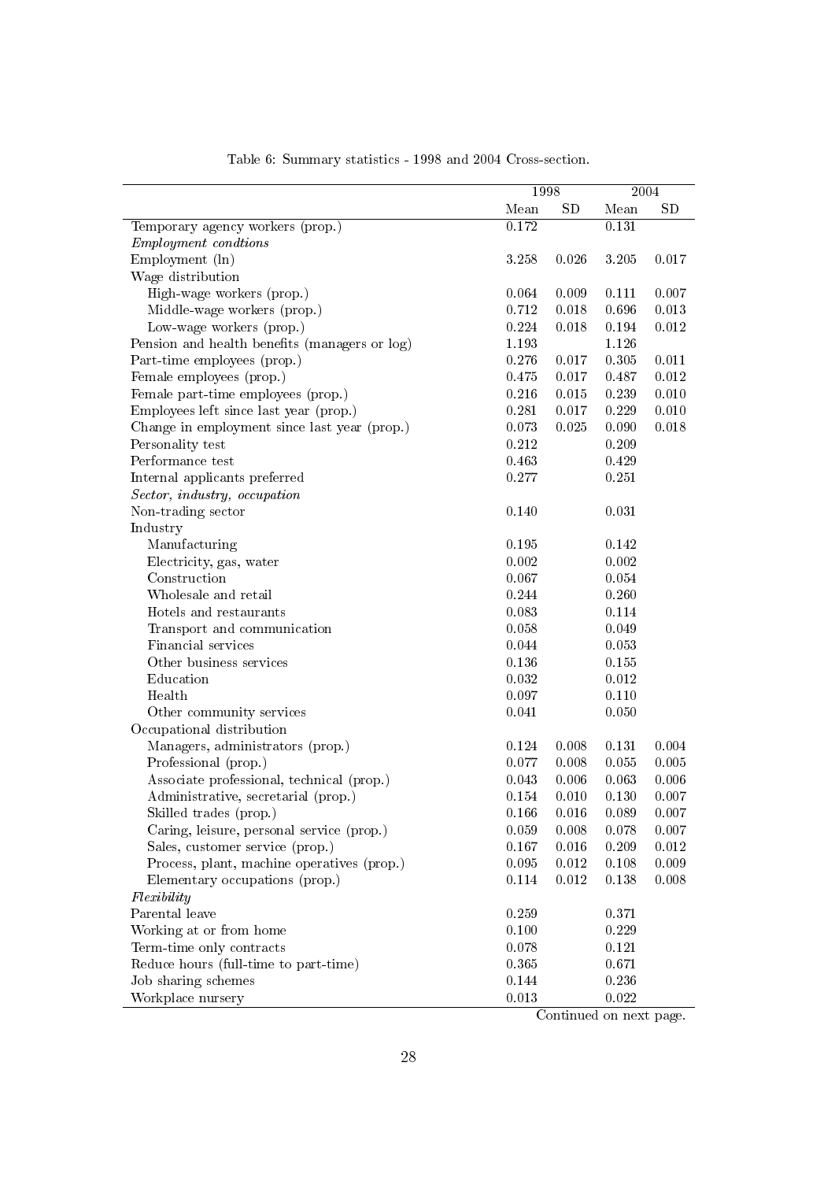Table 6: Summary statistics - 1998 and 2004 Cross-section.

| | 1998 | | 2004 | |
|---|---|---|---|---|
| | Mean | SD | Mean | SD |
| Temporary agency workers (prop.) | 0.172 | | 0.131 | |
| *Employment condtions* | | | | |
| Employment (ln) | 3.258 | 0.026 | 3.205 | 0.017 |
| Wage distribution | | | | |
| High-wage workers (prop.) | 0.064 | 0.009 | 0.111 | 0.007 |
| Middle-wage workers (prop.) | 0.712 | 0.018 | 0.696 | 0.013 |
| Low-wage workers (prop.) | 0.224 | 0.018 | 0.194 | 0.012 |
| Pension and health benefits (managers or log) | 1.193 | | 1.126 | |
| Part-time employees (prop.) | 0.276 | 0.017 | 0.305 | 0.011 |
| Female employees (prop.) | 0.475 | 0.017 | 0.487 | 0.012 |
| Female part-time employees (prop.) | 0.216 | 0.015 | 0.239 | 0.010 |
| Employees left since last year (prop.) | 0.281 | 0.017 | 0.229 | 0.010 |
| Change in employment since last year (prop.) | 0.073 | 0.025 | 0.090 | 0.018 |
| Personality test | 0.212 | | 0.209 | |
| Performance test | 0.463 | | 0.429 | |
| Internal applicants preferred | 0.277 | | 0.251 | |
| *Sector, industry, occupation* | | | | |
| Non-trading sector | 0.140 | | 0.031 | |
| Industry | | | | |
| Manufacturing | 0.195 | | 0.142 | |
| Electricity, gas, water | 0.002 | | 0.002 | |
| Construction | 0.067 | | 0.054 | |
| Wholesale and retail | 0.244 | | 0.260 | |
| Hotels and restaurants | 0.083 | | 0.114 | |
| Transport and communication | 0.058 | | 0.049 | |
| Financial services | 0.044 | | 0.053 | |
| Other business services | 0.136 | | 0.155 | |
| Education | 0.032 | | 0.012 | |
| Health | 0.097 | | 0.110 | |
| Other community services | 0.041 | | 0.050 | |
| Occupational distribution | | | | |
| Managers, administrators (prop.) | 0.124 | 0.008 | 0.131 | 0.004 |
| Professional (prop.) | 0.077 | 0.008 | 0.055 | 0.005 |
| Associate professional, technical (prop.) | 0.043 | 0.006 | 0.063 | 0.006 |
| Administrative, secretarial (prop.) | 0.154 | 0.010 | 0.130 | 0.007 |
| Skilled trades (prop.) | 0.166 | 0.016 | 0.089 | 0.007 |
| Caring, leisure, personal service (prop.) | 0.059 | 0.008 | 0.078 | 0.007 |
| Sales, customer service (prop.) | 0.167 | 0.016 | 0.209 | 0.012 |
| Process, plant, machine operatives (prop.) | 0.095 | 0.012 | 0.108 | 0.009 |
| Elementary occupations (prop.) | 0.114 | 0.012 | 0.138 | 0.008 |
| *Flexibility* | | | | |
| Parental leave | 0.259 | | 0.371 | |
| Working at or from home | 0.100 | | 0.229 | |
| Term-time only contracts | 0.078 | | 0.121 | |
| Reduce hours (full-time to part-time) | 0.365 | | 0.671 | |
| Job sharing schemes | 0.144 | | 0.236 | |
| Workplace nursery | 0.013 | | 0.022 | |

Continued on next page.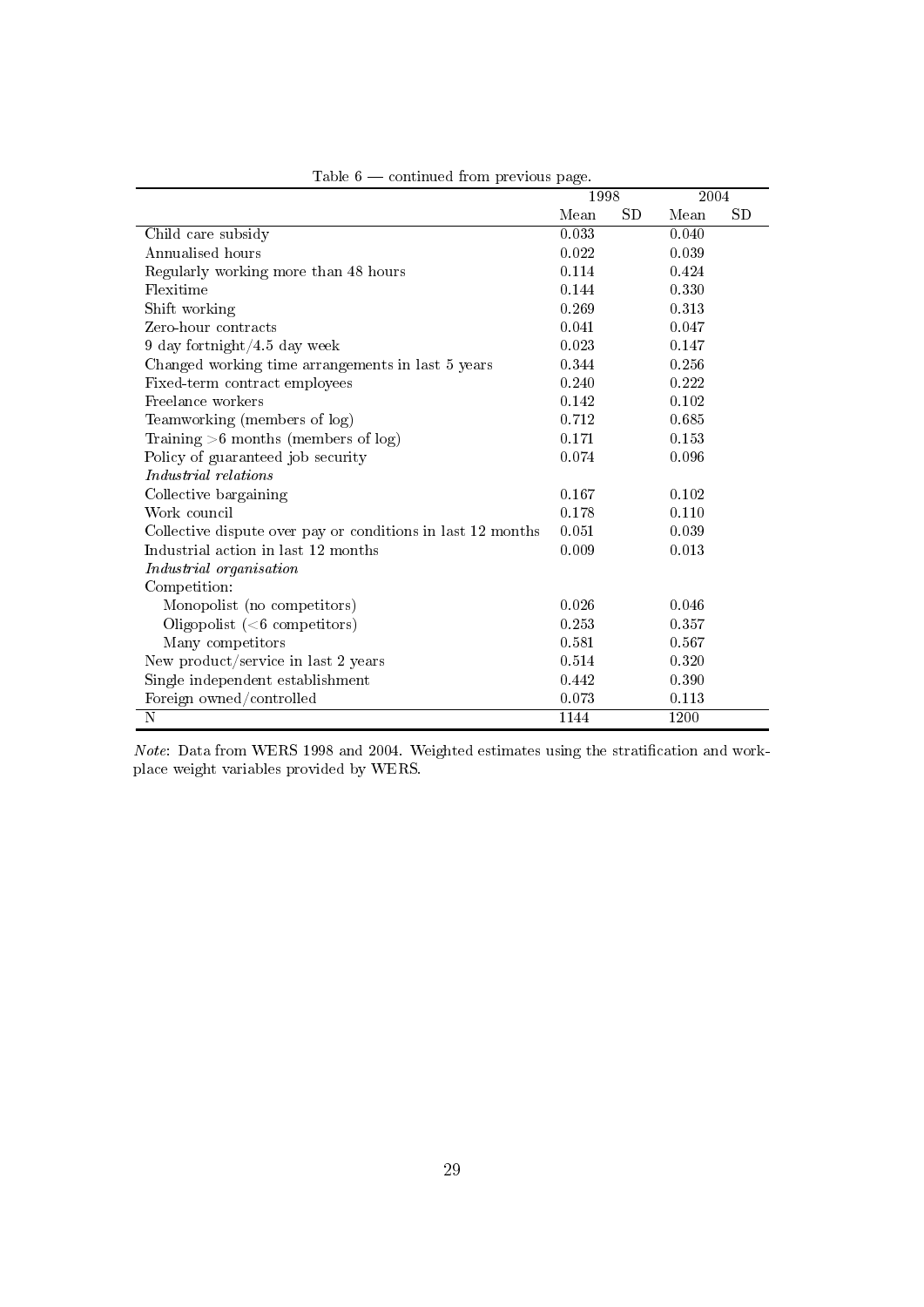Table 6 — continued from previous page.

| | 1998 | | 2004 | |
|---|---|---|---|---|
| | Mean | SD | Mean | SD |
| Child care subsidy | 0.033 | | 0.040 | |
| Annualised hours | 0.022 | | 0.039 | |
| Regularly working more than 48 hours | 0.114 | | 0.424 | |
| Flexitime | 0.144 | | 0.330 | |
| Shift working | 0.269 | | 0.313 | |
| Zero-hour contracts | 0.041 | | 0.047 | |
| 9 day fortnight/4.5 day week | 0.023 | | 0.147 | |
| Changed working time arrangements in last 5 years | 0.344 | | 0.256 | |
| Fixed-term contract employees | 0.240 | | 0.222 | |
| Freelance workers | 0.142 | | 0.102 | |
| Teamworking (members of log) | 0.712 | | 0.685 | |
| Training >6 months (members of log) | 0.171 | | 0.153 | |
| Policy of guaranteed job security | 0.074 | | 0.096 | |
| *Industrial relations* | | | | |
| Collective bargaining | 0.167 | | 0.102 | |
| Work council | 0.178 | | 0.110 | |
| Collective dispute over pay or conditions in last 12 months | 0.051 | | 0.039 | |
| Industrial action in last 12 months | 0.009 | | 0.013 | |
| *Industrial organisation* | | | | |
| Competition: | | | | |
| Monopolist (no competitors) | 0.026 | | 0.046 | |
| Oligopolist (<6 competitors) | 0.253 | | 0.357 | |
| Many competitors | 0.581 | | 0.567 | |
| New product/service in last 2 years | 0.514 | | 0.320 | |
| Single independent establishment | 0.442 | | 0.390 | |
| Foreign owned/controlled | 0.073 | | 0.113 | |
| N | 1144 | | 1200 | |

*Note*: Data from WERS 1998 and 2004. Weighted estimates using the stratification and workplace weight variables provided by WERS.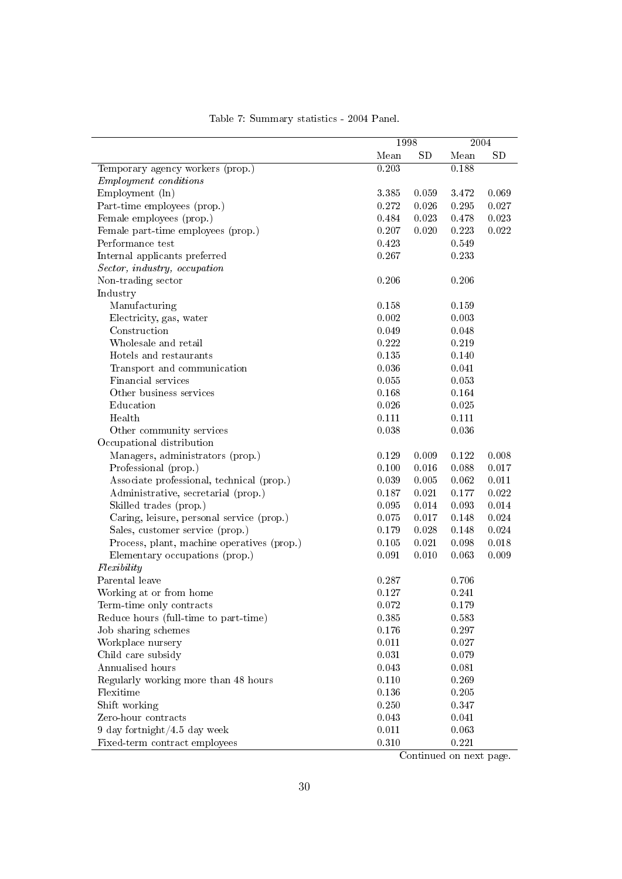Table 7: Summary statistics - 2004 Panel.

| | 1998 | | 2004 | |
|---|---|---|---|---|
| | Mean | SD | Mean | SD |
| Temporary agency workers (prop.) | 0.203 | | 0.188 | |
| *Employment conditions* | | | | |
| Employment (ln) | 3.385 | 0.059 | 3.472 | 0.069 |
| Part-time employees (prop.) | 0.272 | 0.026 | 0.295 | 0.027 |
| Female employees (prop.) | 0.484 | 0.023 | 0.478 | 0.023 |
| Female part-time employees (prop.) | 0.207 | 0.020 | 0.223 | 0.022 |
| Performance test | 0.423 | | 0.549 | |
| Internal applicants preferred | 0.267 | | 0.233 | |
| *Sector, industry, occupation* | | | | |
| Non-trading sector | 0.206 | | 0.206 | |
| Industry | | | | |
| Manufacturing | 0.158 | | 0.159 | |
| Electricity, gas, water | 0.002 | | 0.003 | |
| Construction | 0.049 | | 0.048 | |
| Wholesale and retail | 0.222 | | 0.219 | |
| Hotels and restaurants | 0.135 | | 0.140 | |
| Transport and communication | 0.036 | | 0.041 | |
| Financial services | 0.055 | | 0.053 | |
| Other business services | 0.168 | | 0.164 | |
| Education | 0.026 | | 0.025 | |
| Health | 0.111 | | 0.111 | |
| Other community services | 0.038 | | 0.036 | |
| Occupational distribution | | | | |
| Managers, administrators (prop.) | 0.129 | 0.009 | 0.122 | 0.008 |
| Professional (prop.) | 0.100 | 0.016 | 0.088 | 0.017 |
| Associate professional, technical (prop.) | 0.039 | 0.005 | 0.062 | 0.011 |
| Administrative, secretarial (prop.) | 0.187 | 0.021 | 0.177 | 0.022 |
| Skilled trades (prop.) | 0.095 | 0.014 | 0.093 | 0.014 |
| Caring, leisure, personal service (prop.) | 0.075 | 0.017 | 0.148 | 0.024 |
| Sales, customer service (prop.) | 0.179 | 0.028 | 0.148 | 0.024 |
| Process, plant, machine operatives (prop.) | 0.105 | 0.021 | 0.098 | 0.018 |
| Elementary occupations (prop.) | 0.091 | 0.010 | 0.063 | 0.009 |
| *Flexibility* | | | | |
| Parental leave | 0.287 | | 0.706 | |
| Working at or from home | 0.127 | | 0.241 | |
| Term-time only contracts | 0.072 | | 0.179 | |
| Reduce hours (full-time to part-time) | 0.385 | | 0.583 | |
| Job sharing schemes | 0.176 | | 0.297 | |
| Workplace nursery | 0.011 | | 0.027 | |
| Child care subsidy | 0.031 | | 0.079 | |
| Annualised hours | 0.043 | | 0.081 | |
| Regularly working more than 48 hours | 0.110 | | 0.269 | |
| Flexitime | 0.136 | | 0.205 | |
| Shift working | 0.250 | | 0.347 | |
| Zero-hour contracts | 0.043 | | 0.041 | |
| 9 day fortnight/4.5 day week | 0.011 | | 0.063 | |
| Fixed-term contract employees | 0.310 | | 0.221 | |

Continued on next page.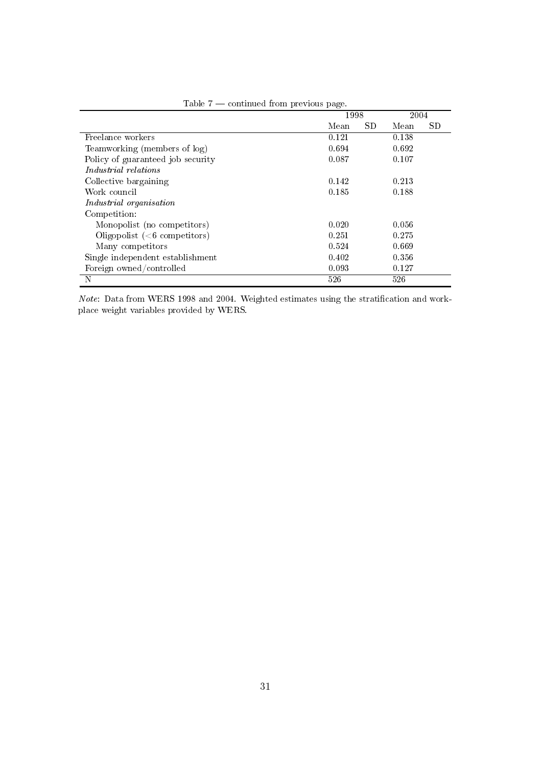Table 7 — continued from previous page.

| | 1998 | | 2004 | |
|---|---|---|---|---|
| | Mean | SD | Mean | SD |
| Freelance workers | 0.121 | | 0.138 | |
| Teamworking (members of log) | 0.694 | | 0.692 | |
| Policy of guaranteed job security | 0.087 | | 0.107 | |
| *Industrial relations* | | | | |
| Collective bargaining | 0.142 | | 0.213 | |
| Work council | 0.185 | | 0.188 | |
| *Industrial organisation* | | | | |
| Competition: | | | | |
| Monopolist (no competitors) | 0.020 | | 0.056 | |
| Oligopolist (<6 competitors) | 0.251 | | 0.275 | |
| Many competitors | 0.524 | | 0.669 | |
| Single independent establishment | 0.402 | | 0.356 | |
| Foreign owned/controlled | 0.093 | | 0.127 | |
| N | 526 | | 526 | |

*Note*: Data from WERS 1998 and 2004. Weighted estimates using the stratification and workplace weight variables provided by WERS.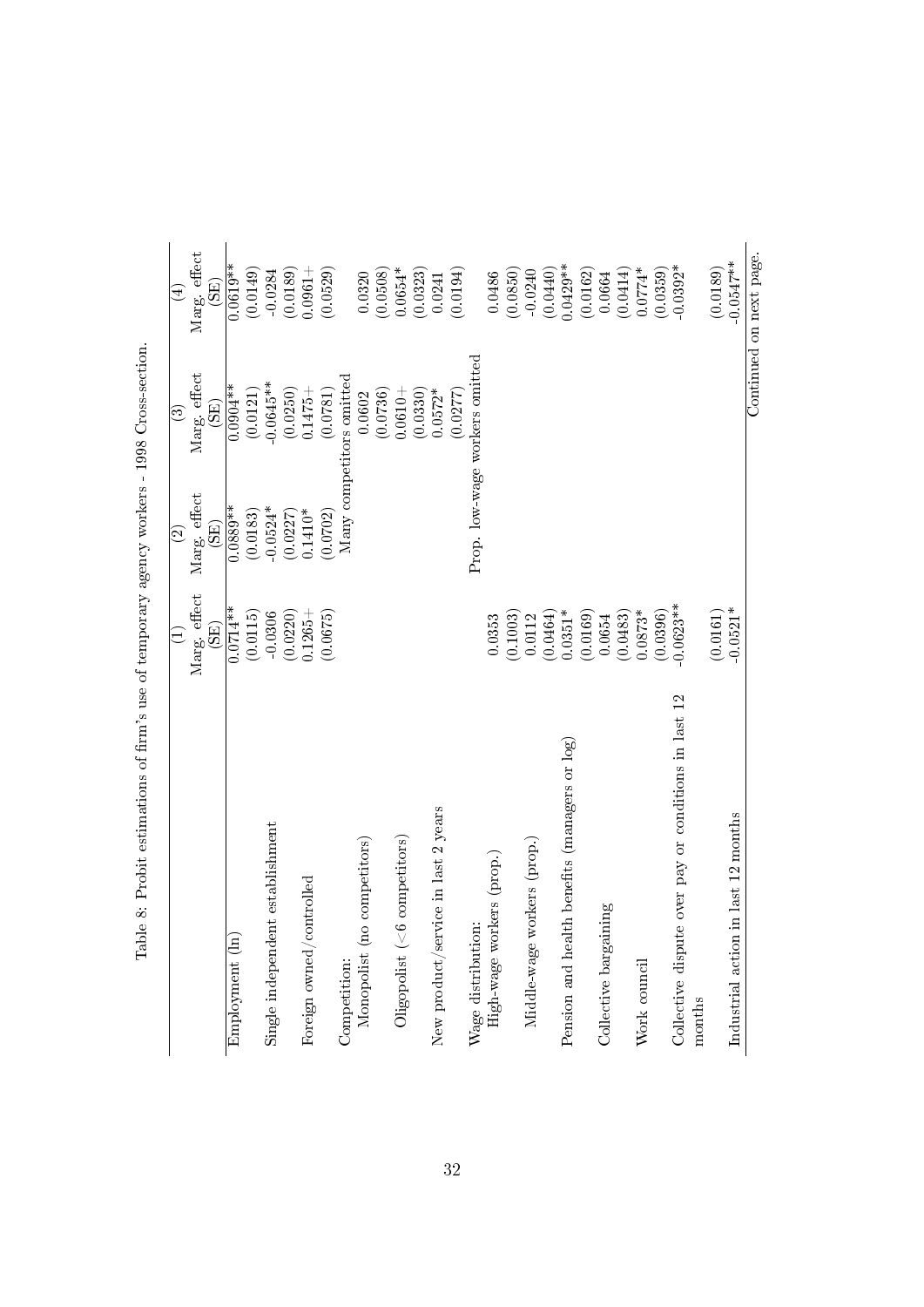Table 8: Probit estimations of firm's use of temporary agency workers - 1998 Cross-section.

| | (1) | (2) | (3) | (4) |
|---|---|---|---|---|
| | Marg. effect | Marg. effect | Marg. effect | Marg. effect |
| | (SE) | (SE) | (SE) | (SE) |
| Employment (ln) | 0.0714** | 0.0889** | 0.0904** | 0.0619** |
| | (0.0115) | (0.0183) | (0.0121) | (0.0149) |
| Single independent establishment | -0.0306 | -0.0524* | -0.0645** | -0.0284 |
| | (0.0220) | (0.0227) | (0.0250) | (0.0189) |
| Foreign owned/controlled | 0.1265+ | 0.1410* | 0.1475+ | 0.0961+ |
| | (0.0675) | (0.0702) | (0.0781) | (0.0529) |
| Competition: | | Many competitors omitted | | |
| Monopolist (no competitors) | | | 0.0602 | 0.0320 |
| | | | (0.0736) | (0.0508) |
| Oligopolist (<6 competitors) | | | 0.0610+ | 0.0654* |
| | | | (0.0330) | (0.0323) |
| New product/service in last 2 years | | | 0.0572* | 0.0241 |
| | | | (0.0277) | (0.0194) |
| Wage distribution: | | Prop. low-wage workers omitted | | |
| High-wage workers (prop.) | 0.0353 | | | 0.0486 |
| | (0.1003) | | | (0.0850) |
| Middle-wage workers (prop.) | 0.0112 | | | -0.0240 |
| | (0.0464) | | | (0.0440) |
| Pension and health benefits (managers or log) | 0.0351* | | | 0.0429** |
| | (0.0169) | | | (0.0162) |
| Collective bargaining | 0.0654 | | | 0.0664 |
| | (0.0483) | | | (0.0414) |
| Work council | 0.0873* | | | 0.0774* |
| | (0.0396) | | | (0.0359) |
| Collective dispute over pay or conditions in last 12 months | -0.0623** | | | -0.0392* |
| | (0.0161) | | | (0.0189) |
| Industrial action in last 12 months | -0.0521* | | | -0.0547** |

Continued on next page.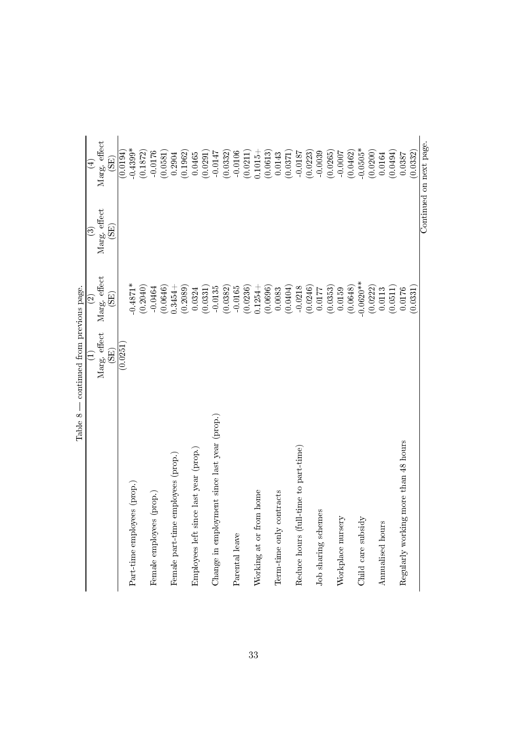Table 8 — continued from previous page.

| | (1) | (2) | (3) | (4) |
|---|---|---|---|---|
| | Marg. effect | Marg. effect | Marg. effect | Marg. effect |
| | (SE) | (SE) | (SE) | (SE) |
| | (0.0251) | | | (0.0194) |
| Part-time employees (prop.) | | -0.4871* | | -0.4399* |
| | | (0.2040) | | (0.1872) |
| Female employees (prop.) | | -0.0464 | | -0.0176 |
| | | (0.0646) | | (0.0581) |
| Female part-time employees (prop.) | | 0.3454+ | | 0.2904 |
| | | (0.2089) | | (0.1962) |
| Employees left since last year (prop.) | | 0.0324 | | 0.0465 |
| | | (0.0331) | | (0.0291) |
| Change in employment since last year (prop.) | | -0.0135 | | -0.0147 |
| | | (0.0382) | | (0.0332) |
| Parental leave | | -0.0165 | | -0.0106 |
| | | (0.0236) | | (0.0211) |
| Working at or from home | | 0.1254+ | | 0.1015+ |
| | | (0.0696) | | (0.0613) |
| Term-time only contracts | | 0.0083 | | 0.0143 |
| | | (0.0404) | | (0.0371) |
| Reduce hours (full-time to part-time) | | -0.0218 | | -0.0187 |
| | | (0.0246) | | (0.0223) |
| Job sharing schemes | | 0.0177 | | -0.0039 |
| | | (0.0353) | | (0.0265) |
| Workplace nursery | | 0.0159 | | -0.0007 |
| | | (0.0648) | | (0.0462) |
| Child care subsidy | | -0.0620** | | -0.0505* |
| | | (0.0222) | | (0.0200) |
| Annualised hours | | 0.0113 | | 0.0164 |
| | | (0.0511) | | (0.0494) |
| Regularly working more than 48 hours | | 0.0176 | | 0.0387 |
| | | (0.0331) | | (0.0332) |

Continued on next page.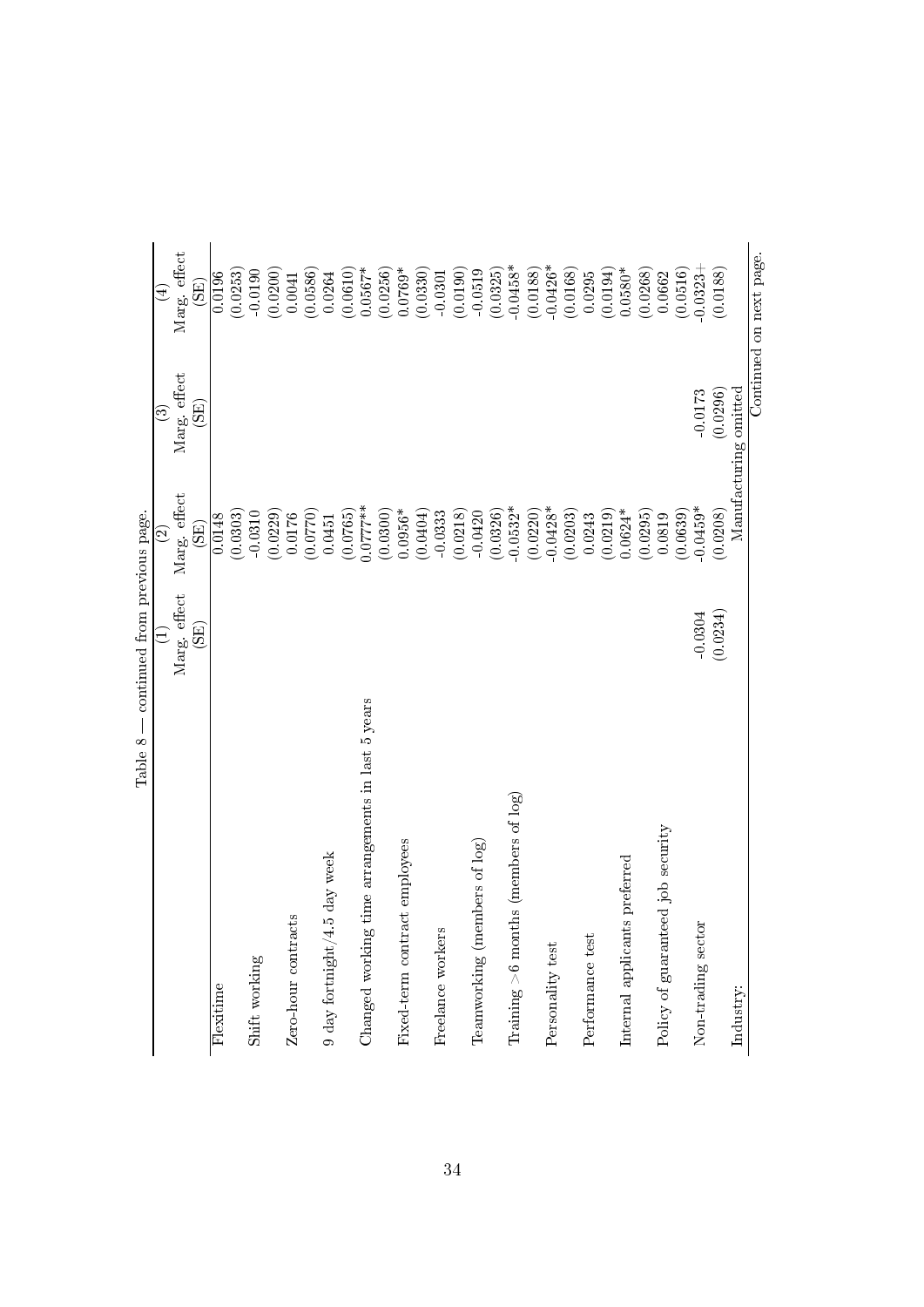Table 8 — continued from previous page.

| | (1) | (2) | (3) | (4) |
|---|---|---|---|---|
| | Marg. effect | Marg. effect | Marg. effect | Marg. effect |
| | (SE) | (SE) | (SE) | (SE) |
| Flexitime | | 0.0148 | | 0.0196 |
| | | (0.0303) | | (0.0253) |
| Shift working | | -0.0310 | | -0.0190 |
| | | (0.0229) | | (0.0200) |
| Zero-hour contracts | | 0.0176 | | 0.0041 |
| | | (0.0770) | | (0.0586) |
| 9 day fortnight/4.5 day week | | 0.0451 | | 0.0264 |
| | | (0.0765) | | (0.0610) |
| Changed working time arrangements in last 5 years | | 0.0777** | | 0.0567* |
| | | (0.0300) | | (0.0256) |
| Fixed-term contract employees | | 0.0956* | | 0.0769* |
| | | (0.0404) | | (0.0330) |
| Freelance workers | | -0.0333 | | -0.0301 |
| | | (0.0218) | | (0.0190) |
| Teamworking (members of log) | | -0.0420 | | -0.0519 |
| | | (0.0326) | | (0.0325) |
| Training >6 months (members of log) | | -0.0532* | | -0.0458* |
| | | (0.0220) | | (0.0188) |
| Personality test | | -0.0428* | | -0.0426* |
| | | (0.0203) | | (0.0168) |
| Performance test | | 0.0243 | | 0.0295 |
| | | (0.0219) | | (0.0194) |
| Internal applicants preferred | | 0.0624* | | 0.0580* |
| | | (0.0295) | | (0.0268) |
| Policy of guaranteed job security | | 0.0819 | | 0.0662 |
| | | (0.0639) | | (0.0516) |
| Non-trading sector | -0.0304 | -0.0459* | -0.0173 | -0.0323+ |
| | (0.0234) | (0.0208) | (0.0296) | (0.0188) |
| Industry: | Manufacturing omitted | | | |

Continued on next page.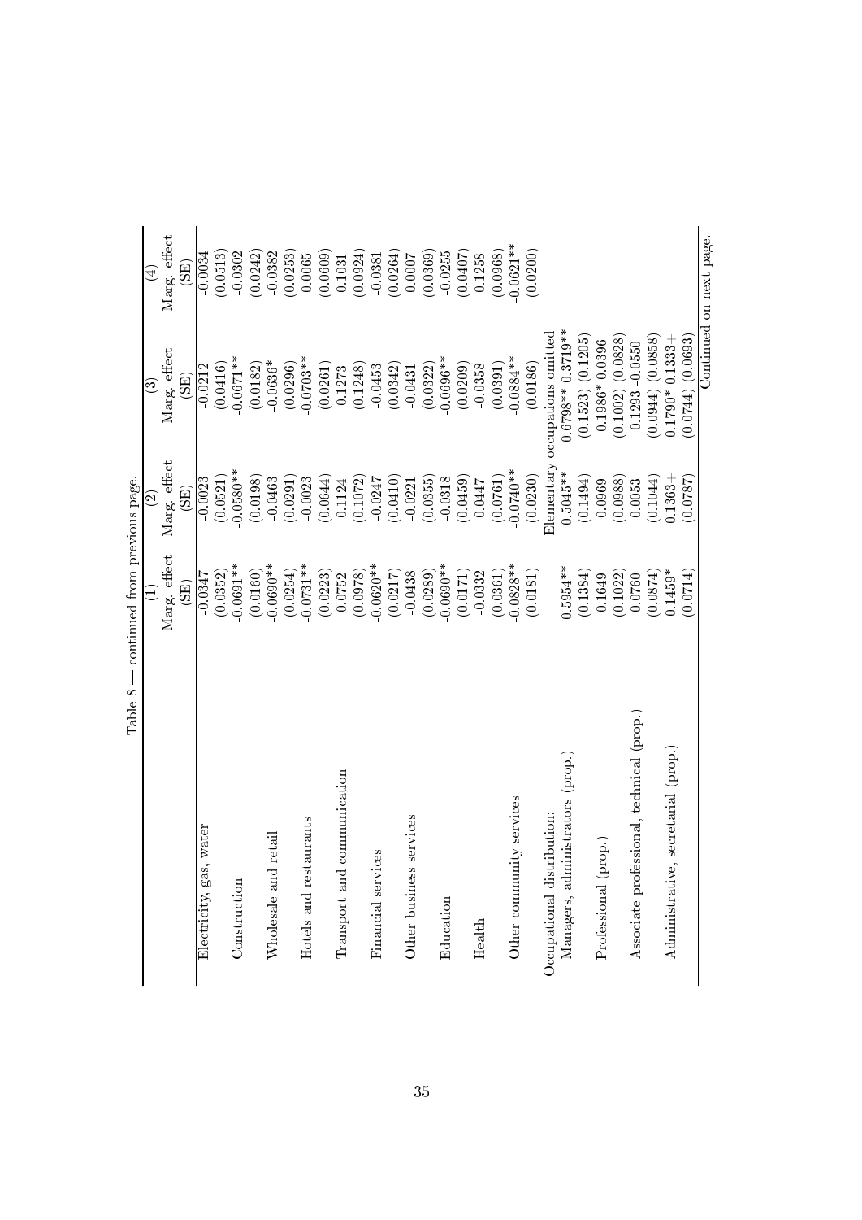Table 8 — continued from previous page.

| | (1) | (2) | (3) | (4) |
|---|---|---|---|---|
| | Marg. effect | Marg. effect | Marg. effect | Marg. effect |
| | (SE) | (SE) | (SE) | (SE) |
| Electricity, gas, water | -0.0347 | -0.0023 | -0.0212 | -0.0034 |
| | (0.0352) | (0.0521) | (0.0416) | (0.0513) |
| Construction | -0.0691** | -0.0580** | -0.0671** | -0.0302 |
| | (0.0160) | (0.0198) | (0.0182) | (0.0242) |
| Wholesale and retail | -0.0690** | -0.0463 | -0.0636* | -0.0382 |
| | (0.0254) | (0.0291) | (0.0296) | (0.0253) |
| Hotels and restaurants | -0.0731** | -0.0023 | -0.0703** | 0.0065 |
| | (0.0223) | (0.0644) | (0.0261) | (0.0609) |
| Transport and communication | 0.0752 | 0.1124 | 0.1273 | 0.1031 |
| | (0.0978) | (0.1072) | (0.1248) | (0.0924) |
| Financial services | -0.0620** | -0.0247 | -0.0453 | -0.0381 |
| | (0.0217) | (0.0410) | (0.0342) | (0.0264) |
| Other business services | -0.0438 | -0.0221 | -0.0431 | 0.0007 |
| | (0.0289) | (0.0355) | (0.0322) | (0.0369) |
| Education | -0.0690** | -0.0318 | -0.0696** | -0.0255 |
| | (0.0171) | (0.0459) | (0.0209) | (0.0407) |
| Health | -0.0332 | 0.0447 | -0.0358 | 0.1258 |
| | (0.0361) | (0.0761) | (0.0391) | (0.0968) |
| Other community services | -0.0828** | -0.0740** | -0.0884** | -0.0621** |
| | (0.0181) | (0.0230) | (0.0186) | (0.0200) |
| Occupational distribution: | | Elementary occupations omitted | | |
| Managers, administrators (prop.) | 0.5954** | 0.5045** | 0.6798** | 0.3719** |
| | (0.1384) | (0.1494) | (0.1523) | (0.1205) |
| Professional (prop.) | 0.1649 | 0.0969 | 0.1986* | 0.0396 |
| | (0.1022) | (0.0988) | (0.1002) | (0.0828) |
| Associate professional, technical (prop.) | 0.0760 | 0.0053 | 0.1293 | -0.0550 |
| | (0.0874) | (0.1044) | (0.0944) | (0.0858) |
| Administrative, secretarial (prop.) | 0.1459* | 0.1363+ | 0.1790* | 0.1333+ |
| | (0.0714) | (0.0787) | (0.0744) | (0.0693) |

Continued on next page.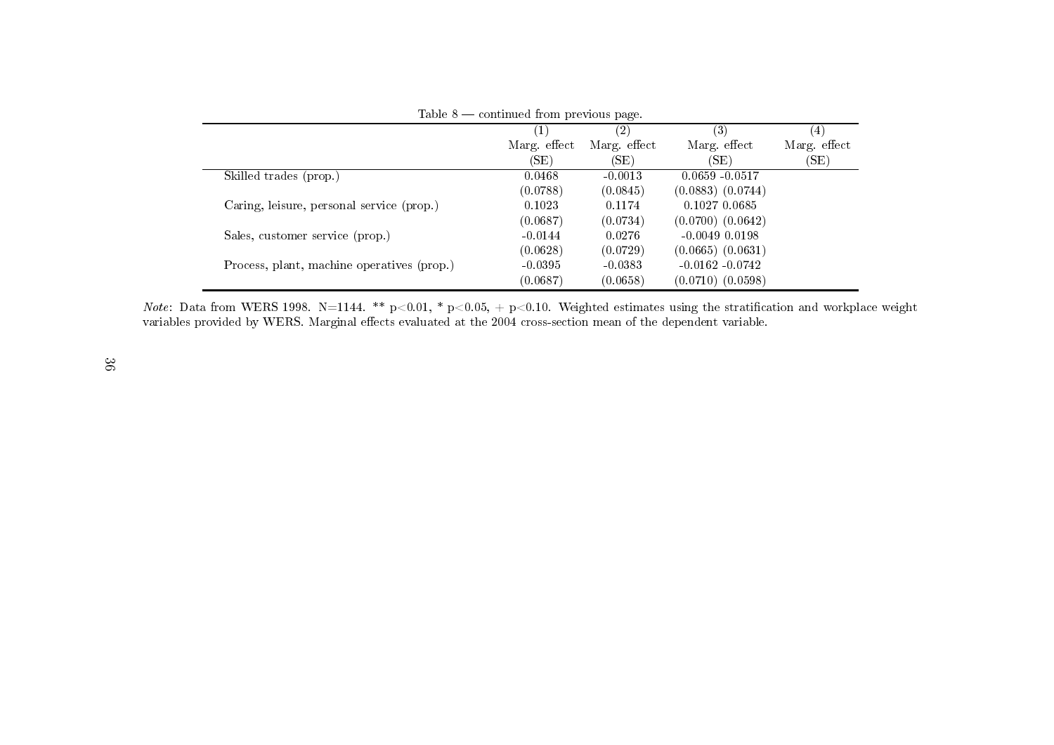Table 8 — continued from previous page.

| | (1) Marg. effect (SE) | (2) Marg. effect (SE) | (3) Marg. effect (SE) | (4) Marg. effect (SE) |
|---|---|---|---|---|
| Skilled trades (prop.) | 0.0468 | -0.0013 | 0.0659 -0.0517 | |
| | (0.0788) | (0.0845) | (0.0883) (0.0744) | |
| Caring, leisure, personal service (prop.) | 0.1023 | 0.1174 | 0.1027 0.0685 | |
| | (0.0687) | (0.0734) | (0.0700) (0.0642) | |
| Sales, customer service (prop.) | -0.0144 | 0.0276 | -0.0049 0.0198 | |
| | (0.0628) | (0.0729) | (0.0665) (0.0631) | |
| Process, plant, machine operatives (prop.) | -0.0395 | -0.0383 | -0.0162 -0.0742 | |
| | (0.0687) | (0.0658) | (0.0710) (0.0598) | |

*Note*: Data from WERS 1998. N=1144. ** $p<0.01$, * $p<0.05$, + $p<0.10$. Weighted estimates using the stratification and workplace weight variables provided by WERS. Marginal effects evaluated at the 2004 cross-section mean of the dependent variable.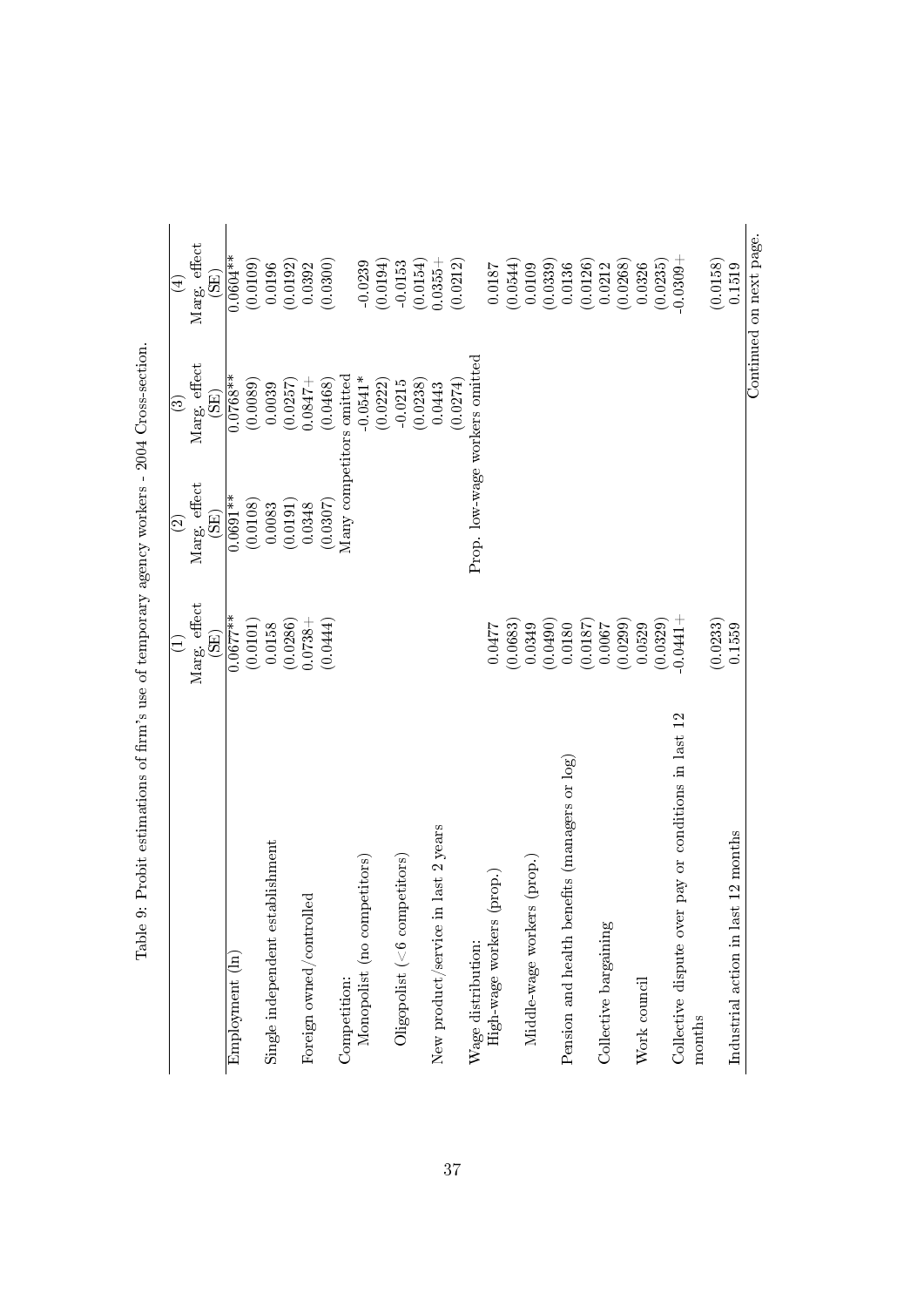Table 9: Probit estimations of firm's use of temporary agency workers - 2004 Cross-section.

| | (1) Marg. effect (SE) | (2) Marg. effect (SE) | (3) Marg. effect (SE) | (4) Marg. effect (SE) |
|---|---|---|---|---|
| Employment (ln) | 0.0677** | 0.0691** | 0.0768** | 0.0604** |
| | (0.0101) | (0.0108) | (0.0089) | (0.0109) |
| Single independent establishment | 0.0158 | 0.0083 | 0.0039 | 0.0196 |
| | (0.0286) | (0.0191) | (0.0257) | (0.0192) |
| Foreign owned/controlled | 0.0738+ | 0.0348 | 0.0847+ | 0.0392 |
| | (0.0444) | (0.0307) | (0.0468) | (0.0300) |
| Competition: | | Many competitors omitted | | |
| Monopolist (no competitors) | | | -0.0541* | -0.0239 |
| | | | (0.0222) | (0.0194) |
| Oligopolist (<6 competitors) | | | -0.0215 | -0.0153 |
| | | | (0.0238) | (0.0154) |
| New product/service in last 2 years | | | 0.0443 | 0.0355+ |
| | | | (0.0274) | (0.0212) |
| Wage distribution: | | Prop. low-wage workers omitted | | |
| High-wage workers (prop.) | 0.0477 | | | 0.0187 |
| | (0.0683) | | | (0.0544) |
| Middle-wage workers (prop.) | 0.0349 | | | 0.0109 |
| | (0.0490) | | | (0.0339) |
| Pension and health benefits (managers or log) | 0.0180 | | | 0.0136 |
| | (0.0187) | | | (0.0126) |
| Collective bargaining | 0.0067 | | | 0.0212 |
| | (0.0299) | | | (0.0268) |
| Work council | 0.0529 | | | 0.0326 |
| | (0.0329) | | | (0.0235) |
| Collective dispute over pay or conditions in last 12 months | -0.0441+ | | | -0.0309+ |
| | (0.0233) | | | (0.0158) |
| Industrial action in last 12 months | 0.1559 | | | 0.1519 |

Continued on next page.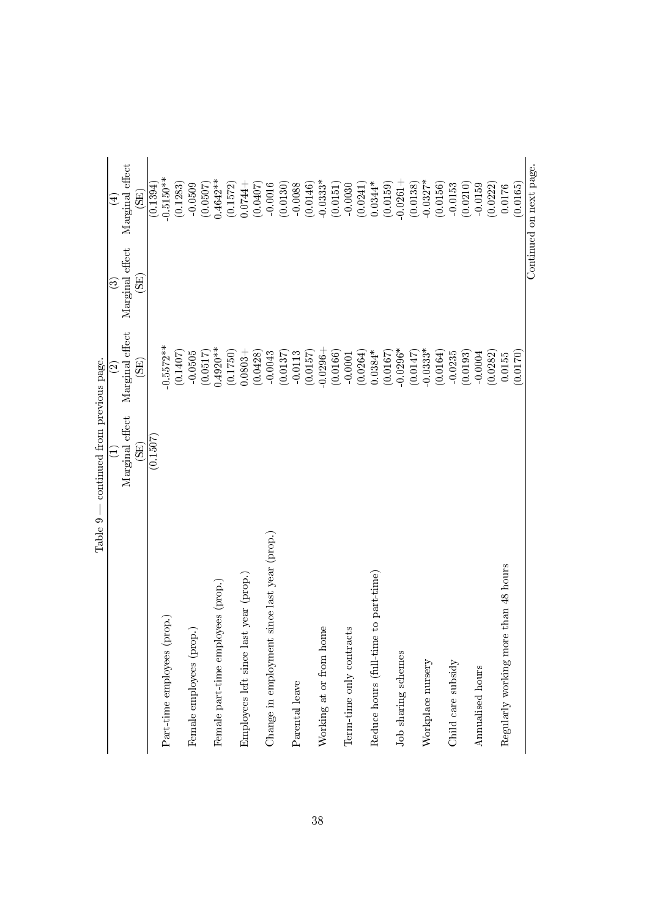Table 9 — continued from previous page.

| | (1) Marginal effect (SE) | (2) Marginal effect (SE) | (3) Marginal effect (SE) | (4) Marginal effect (SE) |
|---|---|---|---|---|
| | (0.1507) | | | (0.1394) |
| Part-time employees (prop.) | | -0.5572** | | -0.5150** |
| | | (0.1407) | | (0.1283) |
| Female employees (prop.) | | -0.0505 | | -0.0509 |
| | | (0.0517) | | (0.0507) |
| Female part-time employees (prop.) | | 0.4920** | | 0.4642** |
| | | (0.1750) | | (0.1572) |
| Employees left since last year (prop.) | | 0.0803+ | | 0.0744+ |
| | | (0.0428) | | (0.0407) |
| Change in employment since last year (prop.) | | -0.0043 | | -0.0016 |
| | | (0.0137) | | (0.0130) |
| Parental leave | | -0.0113 | | -0.0088 |
| | | (0.0157) | | (0.0146) |
| Working at or from home | | -0.0296+ | | -0.0333* |
| | | (0.0166) | | (0.0151) |
| Term-time only contracts | | -0.0001 | | -0.0030 |
| | | (0.0264) | | (0.0241) |
| Reduce hours (full-time to part-time) | | 0.0384* | | 0.0344* |
| | | (0.0167) | | (0.0159) |
| Job sharing schemes | | -0.0296* | | -0.0261+ |
| | | (0.0147) | | (0.0138) |
| Workplace nursery | | -0.0333* | | -0.0327* |
| | | (0.0164) | | (0.0156) |
| Child care subsidy | | -0.0235 | | -0.0153 |
| | | (0.0193) | | (0.0210) |
| Annualised hours | | -0.0004 | | -0.0159 |
| | | (0.0282) | | (0.0222) |
| Regularly working more than 48 hours | | 0.0155 | | 0.0176 |
| | | (0.0170) | | (0.0165) |

Continued on next page.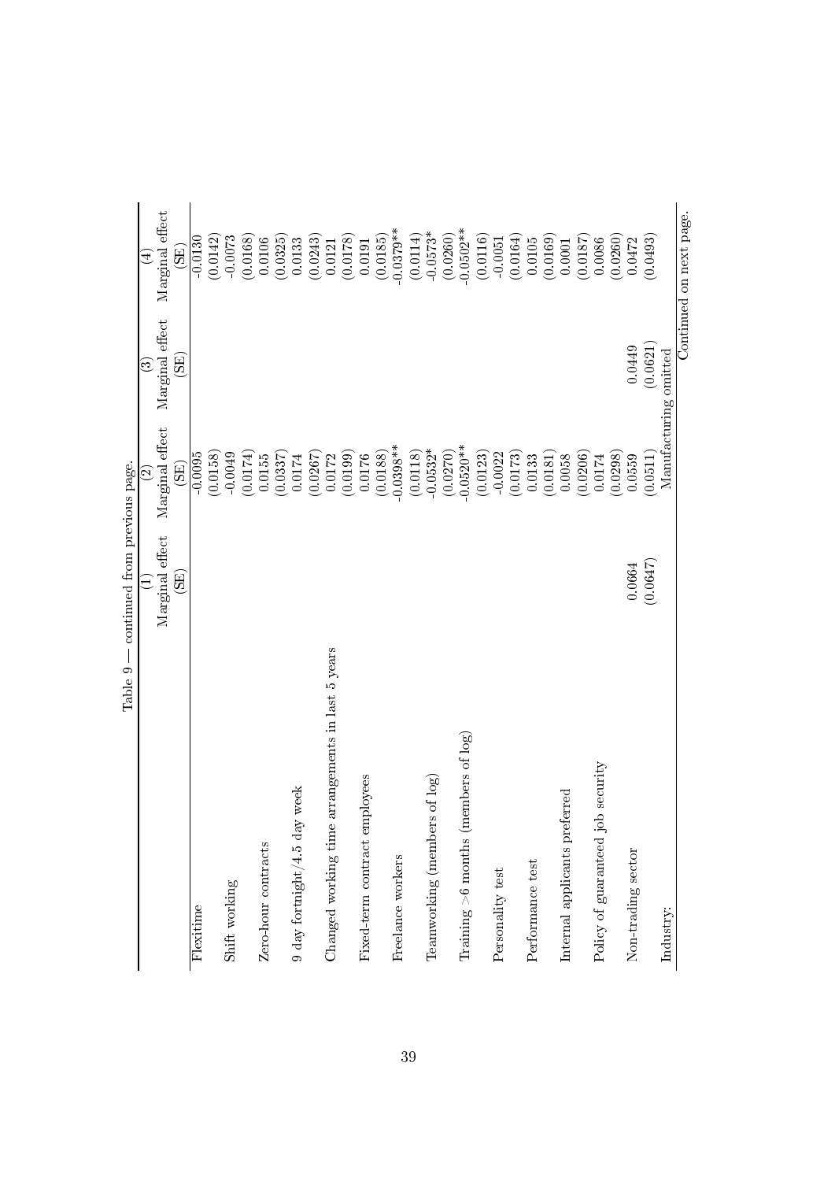Table 9 — continued from previous page.

| | (1) Marginal effect (SE) | (2) Marginal effect (SE) | (3) Marginal effect (SE) | (4) Marginal effect (SE) |
|---|---|---|---|---|
| Flexitime | | -0.0095 | | -0.0130 |
| | | (0.0158) | | (0.0142) |
| Shift working | | -0.0049 | | -0.0073 |
| | | (0.0174) | | (0.0168) |
| Zero-hour contracts | | 0.0155 | | 0.0106 |
| | | (0.0337) | | (0.0325) |
| 9 day fortnight/4.5 day week | | 0.0174 | | 0.0133 |
| | | (0.0267) | | (0.0243) |
| Changed working time arrangements in last 5 years | | 0.0172 | | 0.0121 |
| | | (0.0199) | | (0.0178) |
| Fixed-term contract employees | | 0.0176 | | 0.0191 |
| | | (0.0188) | | (0.0185) |
| Freelance workers | | -0.0398** | | -0.0379** |
| | | (0.0118) | | (0.0114) |
| Teamworking (members of log) | | -0.0532* | | -0.0573* |
| | | (0.0270) | | (0.0260) |
| Training >6 months (members of log) | | -0.0520** | | -0.0502** |
| | | (0.0123) | | (0.0116) |
| Personality test | | -0.0022 | | -0.0051 |
| | | (0.0173) | | (0.0164) |
| Performance test | | 0.0133 | | 0.0105 |
| | | (0.0181) | | (0.0169) |
| Internal applicants preferred | | 0.0058 | | 0.0001 |
| | | (0.0206) | | (0.0187) |
| Policy of guaranteed job security | | 0.0174 | | 0.0086 |
| | | (0.0298) | | (0.0260) |
| Non-trading sector | 0.0664 | 0.0559 | 0.0449 | 0.0472 |
| | (0.0647) | (0.0511) | (0.0621) | (0.0493) |
| Industry: | | Manufacturing omitted | | |

Continued on next page.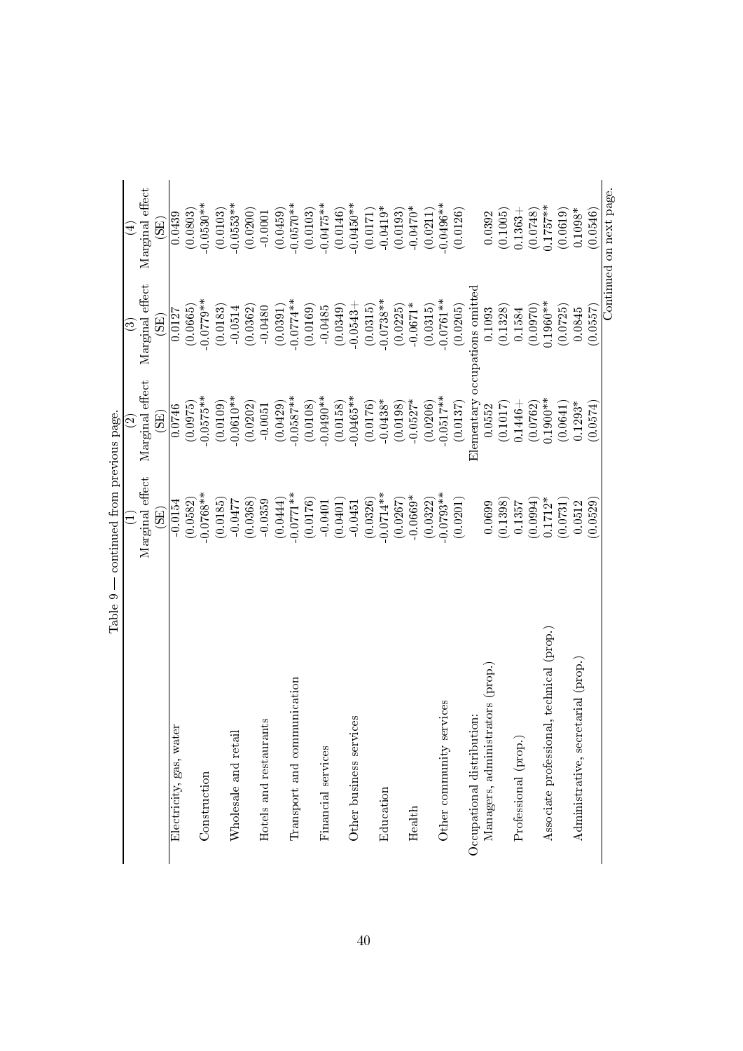Table 9 — continued from previous page.

| | (1) Marginal effect (SE) | (2) Marginal effect (SE) | (3) Marginal effect (SE) | (4) Marginal effect (SE) |
|---|---|---|---|---|
| Electricity, gas, water | -0.0154 | 0.0746 | 0.0127 | 0.0439 |
| | (0.0582) | (0.0975) | (0.0665) | (0.0803) |
| Construction | -0.0768** | -0.0575** | -0.0779** | -0.0530** |
| | (0.0185) | (0.0109) | (0.0183) | (0.0103) |
| Wholesale and retail | -0.0477 | -0.0610** | -0.0514 | -0.0553** |
| | (0.0368) | (0.0202) | (0.0362) | (0.0200) |
| Hotels and restaurants | -0.0359 | -0.0051 | -0.0480 | -0.0001 |
| | (0.0444) | (0.0429) | (0.0391) | (0.0459) |
| Transport and communication | -0.0771** | -0.0587** | -0.0774** | -0.0570** |
| | (0.0176) | (0.0108) | (0.0169) | (0.0103) |
| Financial services | -0.0401 | -0.0490** | -0.0485 | -0.0475** |
| | (0.0401) | (0.0158) | (0.0349) | (0.0146) |
| Other business services | -0.0451 | -0.0465** | -0.0543+ | -0.0450** |
| | (0.0326) | (0.0176) | (0.0315) | (0.0171) |
| Education | -0.0714** | -0.0438* | -0.0738** | -0.0419* |
| | (0.0267) | (0.0198) | (0.0225) | (0.0193) |
| Health | -0.0669* | -0.0527* | -0.0671* | -0.0470* |
| | (0.0322) | (0.0206) | (0.0315) | (0.0211) |
| Other community services | -0.0793** | -0.0517** | -0.0761** | -0.0496** |
| | (0.0201) | (0.0137) | (0.0205) | (0.0126) |
| Occupational distribution: | Elementary occupations omitted | | | |
| Managers, administrators (prop.) | 0.0699 | 0.0552 | 0.1093 | 0.0392 |
| | (0.1398) | (0.1017) | (0.1328) | (0.1005) |
| Professional (prop.) | 0.1357 | 0.1446+ | 0.1584 | 0.1363+ |
| | (0.0994) | (0.0762) | (0.0970) | (0.0748) |
| Associate professional, technical (prop.) | 0.1712* | 0.1900** | 0.1960** | 0.1757** |
| | (0.0731) | (0.0641) | (0.0725) | (0.0619) |
| Administrative, secretarial (prop.) | 0.0512 | 0.1293* | 0.0845 | 0.1098* |
| | (0.0529) | (0.0574) | (0.0557) | (0.0546) |

Continued on next page.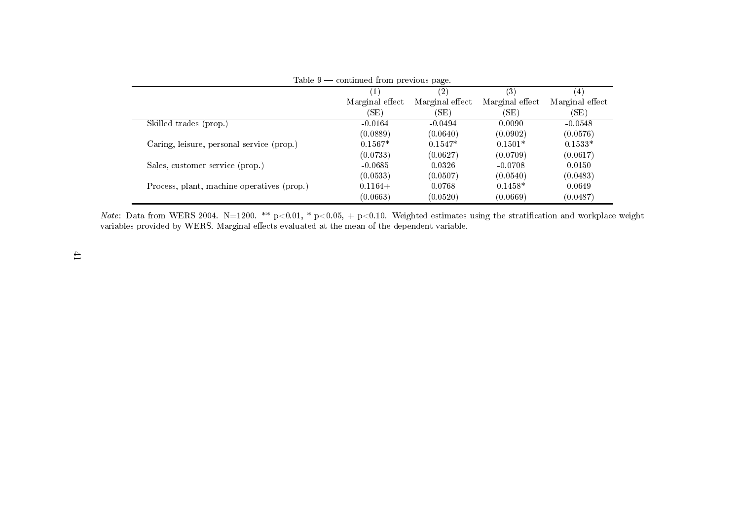Table 9 — continued from previous page.

| | (1) | (2) | (3) | (4) |
|---|---|---|---|---|
| | Marginal effect | Marginal effect | Marginal effect | Marginal effect |
| | (SE) | (SE) | (SE) | (SE) |
| Skilled trades (prop.) | -0.0164 | -0.0494 | 0.0090 | -0.0548 |
| | (0.0889) | (0.0640) | (0.0902) | (0.0576) |
| Caring, leisure, personal service (prop.) | 0.1567* | 0.1547* | 0.1501* | 0.1533* |
| | (0.0733) | (0.0627) | (0.0709) | (0.0617) |
| Sales, customer service (prop.) | -0.0685 | 0.0326 | -0.0708 | 0.0150 |
| | (0.0533) | (0.0507) | (0.0540) | (0.0483) |
| Process, plant, machine operatives (prop.) | 0.1164+ | 0.0768 | 0.1458* | 0.0649 |
| | (0.0663) | (0.0520) | (0.0669) | (0.0487) |

*Note*: Data from WERS 2004. N=1200. ** $p<0.01$, * $p<0.05$, + $p<0.10$. Weighted estimates using the stratification and workplace weight variables provided by WERS. Marginal effects evaluated at the mean of the dependent variable.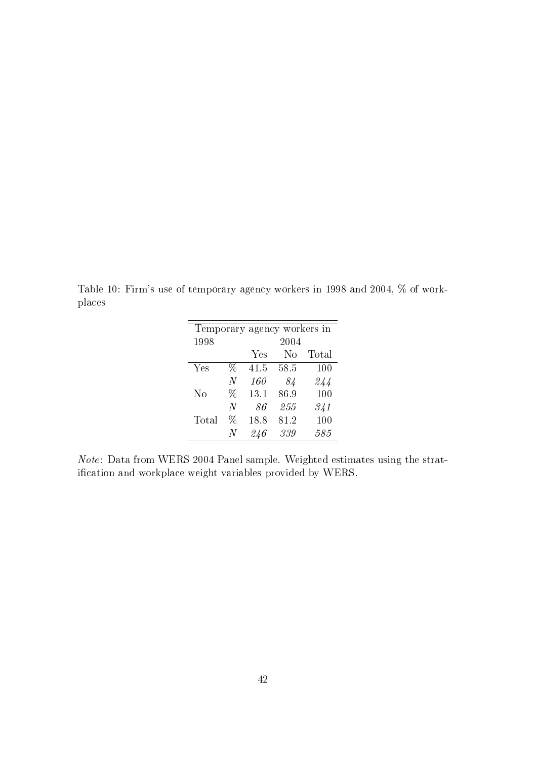Table 10: Firm's use of temporary agency workers in 1998 and 2004, % of workplaces

| Temporary agency workers in | | | | |
|---|---|---|---|---|
| 1998 | | 2004 | | |
| | | Yes | No | Total |
| Yes | % | 41.5 | 58.5 | 100 |
| | *N* | *160* | *84* | *244* |
| No | % | 13.1 | 86.9 | 100 |
| | *N* | *86* | *255* | *341* |
| Total | % | 18.8 | 81.2 | 100 |
| | *N* | *246* | *339* | *585* |

*Note*: Data from WERS 2004 Panel sample. Weighted estimates using the stratification and workplace weight variables provided by WERS.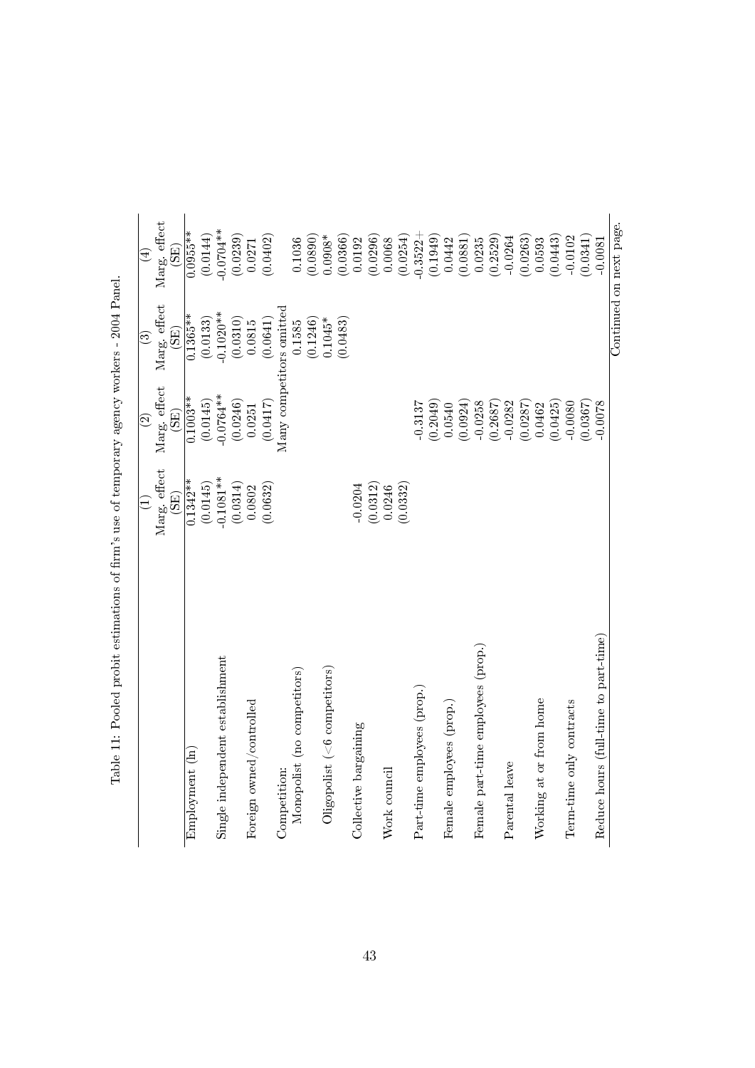Table 11: Pooled probit estimations of firm's use of temporary agency workers - 2004 Panel.

| | (1) | (2) | (3) | (4) |
|---|---|---|---|---|
| | Marg. effect | Marg. effect | Marg. effect | Marg. effect |
| | (SE) | (SE) | (SE) | (SE) |
| Employment (ln) | 0.1342** | 0.1003** | 0.1365** | 0.0955** |
| | (0.0145) | (0.0145) | (0.0133) | (0.0144) |
| Single independent establishment | -0.1081** | -0.0764** | -0.1020** | -0.0704** |
| | (0.0314) | (0.0246) | (0.0310) | (0.0239) |
| Foreign owned/controlled | 0.0802 | 0.0251 | 0.0815 | 0.0271 |
| | (0.0632) | (0.0417) | (0.0641) | (0.0402) |
| Competition: | | Many competitors omitted | | |
| Monopolist (no competitors) | | | 0.1585 | 0.1036 |
| | | | (0.1246) | (0.0890) |
| Oligopolist (<6 competitors) | | | 0.1045* | 0.0908* |
| | | | (0.0483) | (0.0366) |
| Collective bargaining | -0.0204 | | | 0.0192 |
| | (0.0312) | | | (0.0296) |
| Work council | 0.0246 | | | 0.0068 |
| | (0.0332) | | | (0.0254) |
| Part-time employees (prop.) | | -0.3137 | | -0.3522+ |
| | | (0.2049) | | (0.1949) |
| Female employees (prop.) | | 0.0540 | | 0.0442 |
| | | (0.0924) | | (0.0881) |
| Female part-time employees (prop.) | | -0.0258 | | 0.0235 |
| | | (0.2687) | | (0.2529) |
| Parental leave | | -0.0282 | | -0.0264 |
| | | (0.0287) | | (0.0263) |
| Working at or from home | | 0.0462 | | 0.0593 |
| | | (0.0425) | | (0.0443) |
| Term-time only contracts | | -0.0080 | | -0.0102 |
| | | (0.0367) | | (0.0341) |
| Reduce hours (full-time to part-time) | | -0.0078 | | -0.0081 |

Continued on next page.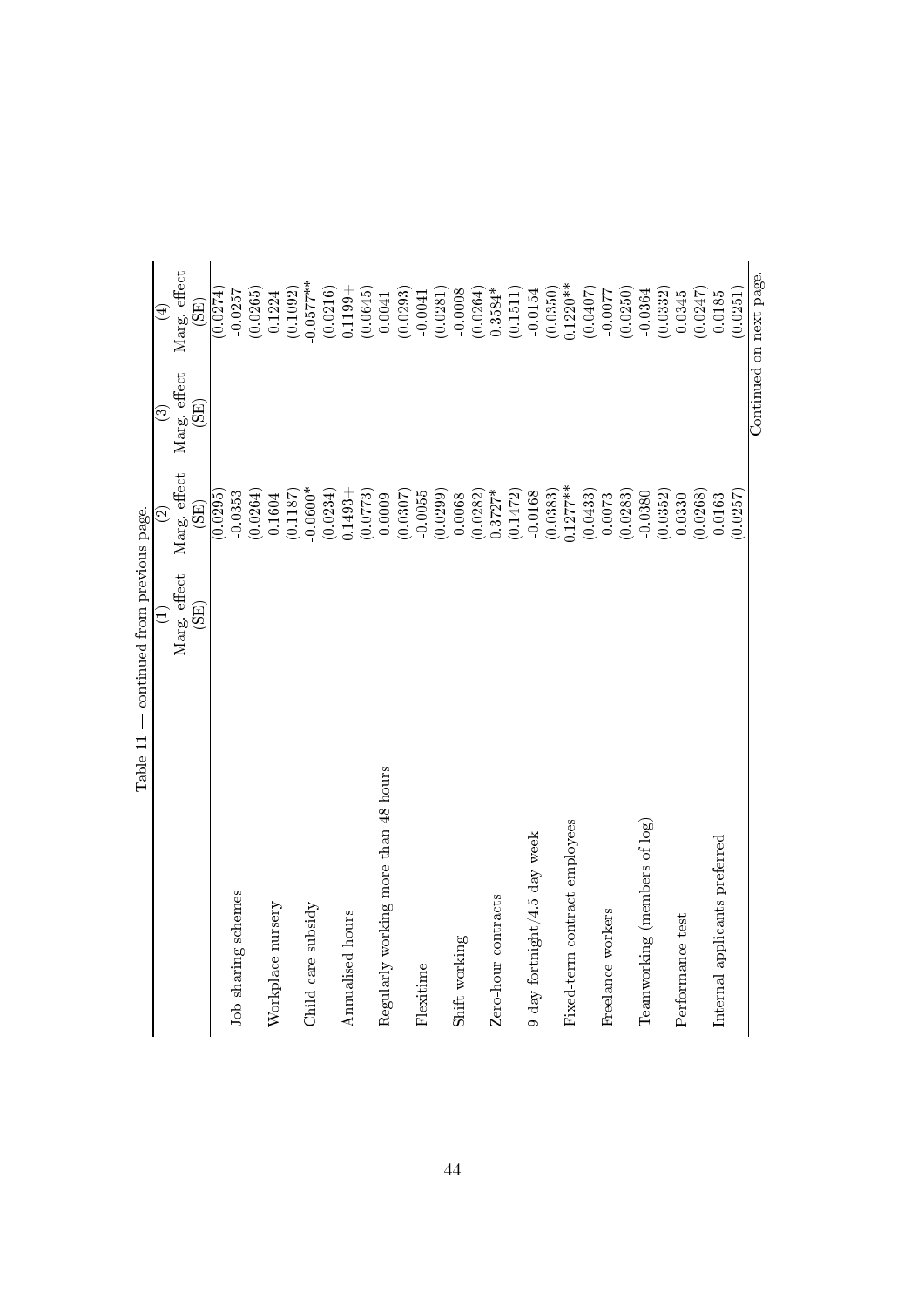Table 11 — continued from previous page.

| | (1) | (2) | (3) | (4) |
|---|---|---|---|---|
| | Marg. effect | Marg. effect | Marg. effect | Marg. effect |
| | (SE) | (SE) | (SE) | (SE) |
| | | (0.0295) | | (0.0274) |
| Job sharing schemes | | -0.0353 | | -0.0257 |
| | | (0.0264) | | (0.0265) |
| Workplace nursery | | 0.1604 | | 0.1224 |
| | | (0.1187) | | (0.1092) |
| Child care subsidy | | -0.0600* | | -0.0577** |
| | | (0.0234) | | (0.0216) |
| Annualised hours | | 0.1493+ | | 0.1199+ |
| | | (0.0773) | | (0.0645) |
| Regularly working more than 48 hours | | 0.0009 | | 0.0041 |
| | | (0.0307) | | (0.0293) |
| Flexitime | | -0.0055 | | -0.0041 |
| | | (0.0299) | | (0.0281) |
| Shift working | | 0.0068 | | -0.0008 |
| | | (0.0282) | | (0.0264) |
| Zero-hour contracts | | 0.3727* | | 0.3584* |
| | | (0.1472) | | (0.1511) |
| 9 day fortnight/4.5 day week | | -0.0168 | | -0.0154 |
| | | (0.0383) | | (0.0350) |
| Fixed-term contract employees | | 0.1277** | | 0.1220** |
| | | (0.0433) | | (0.0407) |
| Freelance workers | | 0.0073 | | -0.0077 |
| | | (0.0283) | | (0.0250) |
| Teamworking (members of log) | | -0.0380 | | -0.0364 |
| | | (0.0352) | | (0.0332) |
| Performance test | | 0.0330 | | 0.0345 |
| | | (0.0268) | | (0.0247) |
| Internal applicants preferred | | 0.0163 | | 0.0185 |
| | | (0.0257) | | (0.0251) |

Continued on next page.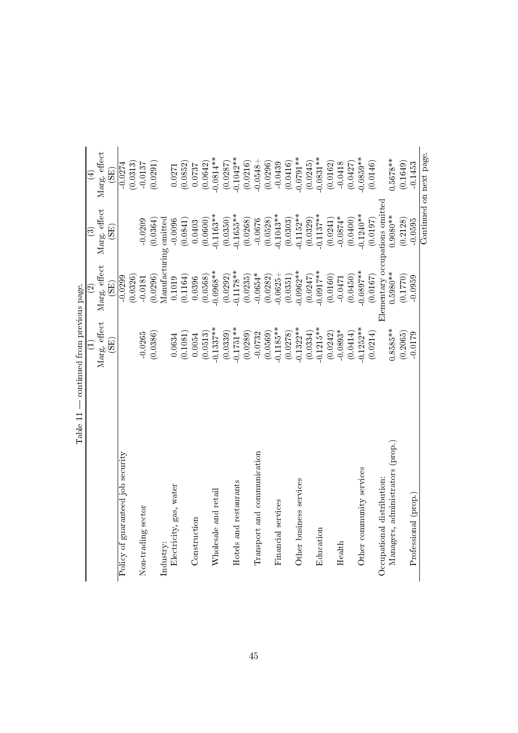Table 11 — continued from previous page.

| | (1) | (2) | (3) | (4) |
|---|---|---|---|---|
| | Marg. effect | Marg. effect | Marg. effect | Marg. effect |
| | (SE) | (SE) | (SE) | (SE) |
| Policy of guaranteed job security | | -0.0299 | | -0.0274 |
| | | (0.0326) | | (0.0313) |
| Non-trading sector | -0.0265 | -0.0181 | -0.0209 | -0.0137 |
| | (0.0386) | (0.0296) | (0.0364) | (0.0291) |
| Industry: | | Manufacturing omitted | | |
| Electricity, gas, water | 0.0634 | 0.1019 | -0.0096 | 0.0271 |
| | (0.1081) | (0.1164) | (0.0841) | (0.0852) |
| Construction | 0.0054 | 0.0396 | 0.0403 | 0.0737 |
| | (0.0513) | (0.0568) | (0.0600) | (0.0642) |
| Wholesale and retail | -0.1337** | -0.0968** | -0.1163** | -0.0814** |
| | (0.0339) | (0.0292) | (0.0350) | (0.0287) |
| Hotels and restaurants | -0.1751** | -0.1178** | -0.1655** | -0.1042** |
| | (0.0289) | (0.0235) | (0.0268) | (0.0216) |
| Transport and communication | -0.0732 | -0.0654* | -0.0676 | -0.0548+ |
| | (0.0569) | (0.0282) | (0.0528) | (0.0296) |
| Financial services | -0.1185** | -0.0625+ | -0.1043** | -0.0439 |
| | (0.0278) | (0.0351) | (0.0303) | (0.0416) |
| Other business services | -0.1322** | -0.0962** | -0.1152** | -0.0791** |
| | (0.0334) | (0.0247) | (0.0329) | (0.0245) |
| Education | -0.1215** | -0.0917** | -0.1137** | -0.0831** |
| | (0.0242) | (0.0160) | (0.0241) | (0.0162) |
| Health | -0.0893* | -0.0471 | -0.0874* | -0.0418 |
| | (0.0414) | (0.0450) | (0.0400) | (0.0427) |
| Other community services | -0.1252** | -0.0897** | -0.1240** | -0.0859** |
| | (0.0214) | (0.0167) | (0.0197) | (0.0146) |
| Occupational distribution: | | Elementary occupations omitted | | |
| Managers, administrators (prop.) | 0.8585** | 0.5980** | 0.9080** | 0.5678** |
| | (0.2065) | (0.1770) | (0.2128) | (0.1649) |
| Professional (prop.) | -0.0179 | -0.0959 | -0.0595 | -0.1453 |

Continued on next page.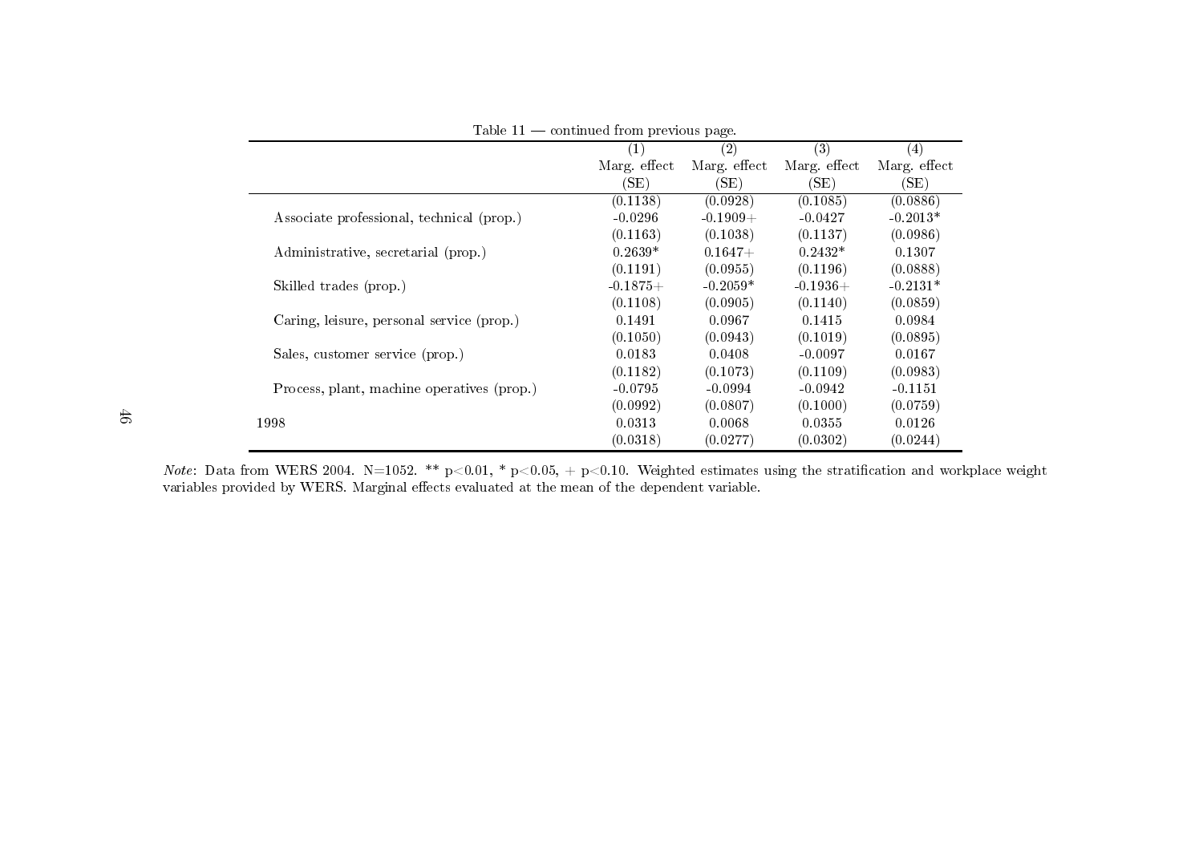Table 11 — continued from previous page.

| | (1) | (2) | (3) | (4) |
|---|---|---|---|---|
| | Marg. effect | Marg. effect | Marg. effect | Marg. effect |
| | (SE) | (SE) | (SE) | (SE) |
| | (0.1138) | (0.0928) | (0.1085) | (0.0886) |
| Associate professional, technical (prop.) | -0.0296 | -0.1909+ | -0.0427 | -0.2013* |
| | (0.1163) | (0.1038) | (0.1137) | (0.0986) |
| Administrative, secretarial (prop.) | 0.2639* | 0.1647+ | 0.2432* | 0.1307 |
| | (0.1191) | (0.0955) | (0.1196) | (0.0888) |
| Skilled trades (prop.) | -0.1875+ | -0.2059* | -0.1936+ | -0.2131* |
| | (0.1108) | (0.0905) | (0.1140) | (0.0859) |
| Caring, leisure, personal service (prop.) | 0.1491 | 0.0967 | 0.1415 | 0.0984 |
| | (0.1050) | (0.0943) | (0.1019) | (0.0895) |
| Sales, customer service (prop.) | 0.0183 | 0.0408 | -0.0097 | 0.0167 |
| | (0.1182) | (0.1073) | (0.1109) | (0.0983) |
| Process, plant, machine operatives (prop.) | -0.0795 | -0.0994 | -0.0942 | -0.1151 |
| | (0.0992) | (0.0807) | (0.1000) | (0.0759) |
| 1998 | 0.0313 | 0.0068 | 0.0355 | 0.0126 |
| | (0.0318) | (0.0277) | (0.0302) | (0.0244) |

*Note*: Data from WERS 2004. N=1052. ** $p<0.01$, * $p<0.05$, + $p<0.10$. Weighted estimates using the stratification and workplace weight variables provided by WERS. Marginal effects evaluated at the mean of the dependent variable.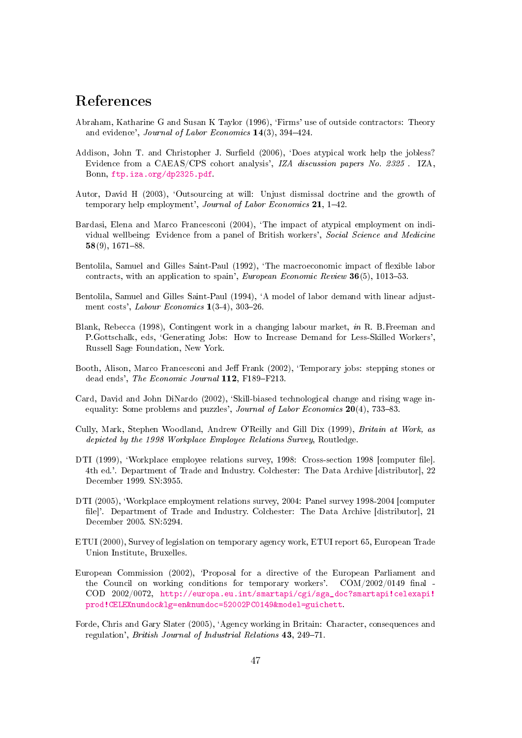# References

Abraham, Katharine G and Susan K Taylor (1996), 'Firms' use of outside contractors: Theory and evidence', *Journal of Labor Economics* **14**(3), 394–424.

Addison, John T. and Christopher J. Surfield (2006), 'Does atypical work help the jobless? Evidence from a CAEAS/CPS cohort analysis', *IZA discussion papers No. 2325* . IZA, Bonn, ftp.iza.org/dp2325.pdf.

Autor, David H (2003), 'Outsourcing at will: Unjust dismissal doctrine and the growth of temporary help employment', *Journal of Labor Economics* **21**, 1–42.

Bardasi, Elena and Marco Francesconi (2004), 'The impact of atypical employment on individual wellbeing: Evidence from a panel of British workers', *Social Science and Medicine* **58**(9), 1671–88.

Bentolila, Samuel and Gilles Saint-Paul (1992), 'The macroeconomic impact of flexible labor contracts, with an application to spain', *European Economic Review* **36**(5), 1013–53.

Bentolila, Samuel and Gilles Saint-Paul (1994), 'A model of labor demand with linear adjustment costs', *Labour Economics* **1**(3-4), 303–26.

Blank, Rebecca (1998), Contingent work in a changing labour market, *in* R. B.Freeman and P.Gottschalk, eds, 'Generating Jobs: How to Increase Demand for Less-Skilled Workers', Russell Sage Foundation, New York.

Booth, Alison, Marco Francesconi and Jeff Frank (2002), 'Temporary jobs: stepping stones or dead ends', *The Economic Journal* **112**, F189–F213.

Card, David and John DiNardo (2002), 'Skill-biased technological change and rising wage inequality: Some problems and puzzles', *Journal of Labor Economics* **20**(4), 733–83.

Cully, Mark, Stephen Woodland, Andrew O'Reilly and Gill Dix (1999), *Britain at Work, as depicted by the 1998 Workplace Employee Relations Survey*, Routledge.

DTI (1999), 'Workplace employee relations survey, 1998: Cross-section 1998 [computer file]. 4th ed.'. Department of Trade and Industry. Colchester: The Data Archive [distributor], 22 December 1999. SN:3955.

DTI (2005), 'Workplace employment relations survey, 2004: Panel survey 1998-2004 [computer file]'. Department of Trade and Industry. Colchester: The Data Archive [distributor], 21 December 2005. SN:5294.

ETUI (2000), Survey of legislation on temporary agency work, ETUI report 65, European Trade Union Institute, Bruxelles.

European Commission (2002), 'Proposal for a directive of the European Parliament and the Council on working conditions for temporary workers'. COM/2002/0149 final - COD 2002/0072, http://europa.eu.int/smartapi/cgi/sga_doc?smartapi!celexapi!prod!CELEXnumdoc&lg=en&numdoc=52002PC0149&model=guichett.

Forde, Chris and Gary Slater (2005), 'Agency working in Britain: Character, consequences and regulation', *British Journal of Industrial Relations* **43**, 249–71.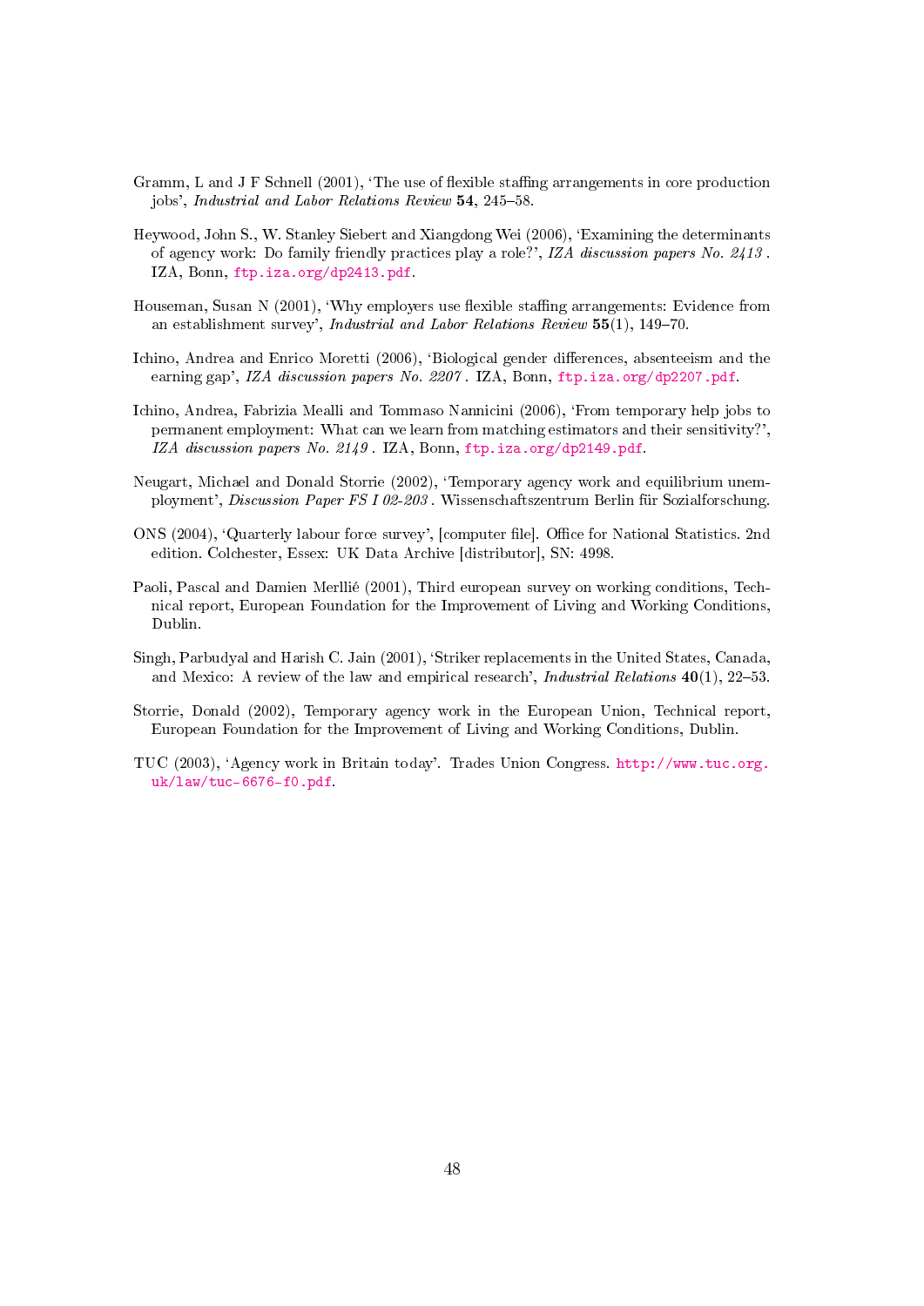Gramm, L and J F Schnell (2001), 'The use of flexible staffing arrangements in core production jobs', *Industrial and Labor Relations Review* **54**, 245–58.

Heywood, John S., W. Stanley Siebert and Xiangdong Wei (2006), 'Examining the determinants of agency work: Do family friendly practices play a role?', *IZA discussion papers No. 2413* . IZA, Bonn, ftp.iza.org/dp2413.pdf.

Houseman, Susan N (2001), 'Why employers use flexible staffing arrangements: Evidence from an establishment survey', *Industrial and Labor Relations Review* **55**(1), 149–70.

Ichino, Andrea and Enrico Moretti (2006), 'Biological gender differences, absenteeism and the earning gap', *IZA discussion papers No. 2207* . IZA, Bonn, ftp.iza.org/dp2207.pdf.

Ichino, Andrea, Fabrizia Mealli and Tommaso Nannicini (2006), 'From temporary help jobs to permanent employment: What can we learn from matching estimators and their sensitivity?', *IZA discussion papers No. 2149* . IZA, Bonn, ftp.iza.org/dp2149.pdf.

Neugart, Michael and Donald Storrie (2002), 'Temporary agency work and equilibrium unemployment', *Discussion Paper FS I 02-203* . Wissenschaftszentrum Berlin für Sozialforschung.

ONS (2004), 'Quarterly labour force survey', [computer file]. Office for National Statistics. 2nd edition. Colchester, Essex: UK Data Archive [distributor], SN: 4998.

Paoli, Pascal and Damien Merllié (2001), Third european survey on working conditions, Technical report, European Foundation for the Improvement of Living and Working Conditions, Dublin.

Singh, Parbudyal and Harish C. Jain (2001), 'Striker replacements in the United States, Canada, and Mexico: A review of the law and empirical research', *Industrial Relations* **40**(1), 22–53.

Storrie, Donald (2002), Temporary agency work in the European Union, Technical report, European Foundation for the Improvement of Living and Working Conditions, Dublin.

TUC (2003), 'Agency work in Britain today'. Trades Union Congress. http://www.tuc.org.uk/law/tuc-6676-f0.pdf.